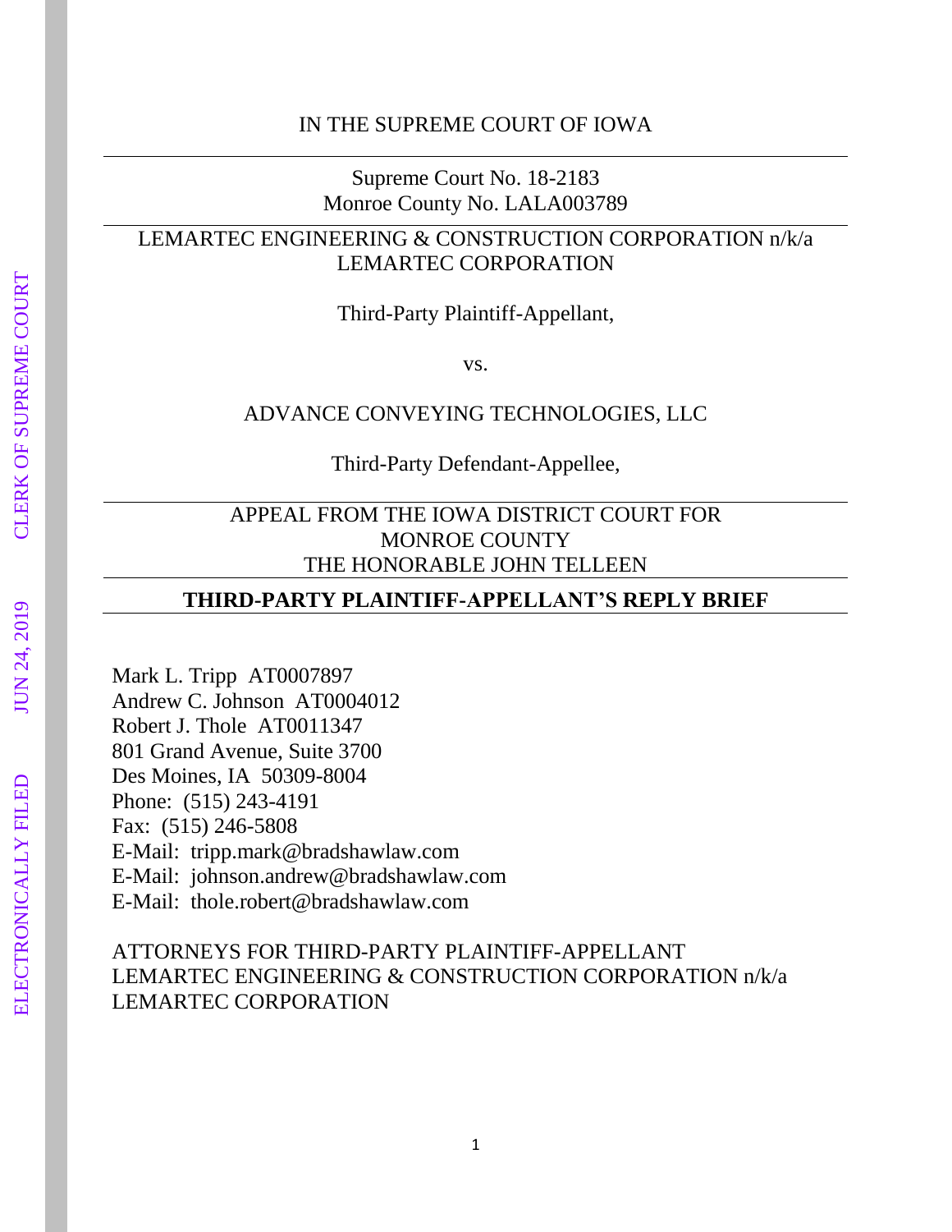IN THE SUPREME COURT OF IOWA

---

Supreme Court No. 18-2183
Monroe County No. LALA003789

---

LEMARTEC ENGINEERING & CONSTRUCTION CORPORATION n/k/a LEMARTEC CORPORATION

Third-Party Plaintiff-Appellant,

vs.

ADVANCE CONVEYING TECHNOLOGIES, LLC

Third-Party Defendant-Appellee,

---

APPEAL FROM THE IOWA DISTRICT COURT FOR MONROE COUNTY
THE HONORABLE JOHN TELLEEN

---

**THIRD-PARTY PLAINTIFF-APPELLANT'S REPLY BRIEF**

---

Mark L. Tripp AT0007897
Andrew C. Johnson AT0004012
Robert J. Thole AT0011347
801 Grand Avenue, Suite 3700
Des Moines, IA 50309-8004
Phone: (515) 243-4191
Fax: (515) 246-5808
E-Mail: tripp.mark@bradshawlaw.com
E-Mail: johnson.andrew@bradshawlaw.com
E-Mail: thole.robert@bradshawlaw.com

ATTORNEYS FOR THIRD-PARTY PLAINTIFF-APPELLANT LEMARTEC ENGINEERING & CONSTRUCTION CORPORATION n/k/a LEMARTEC CORPORATION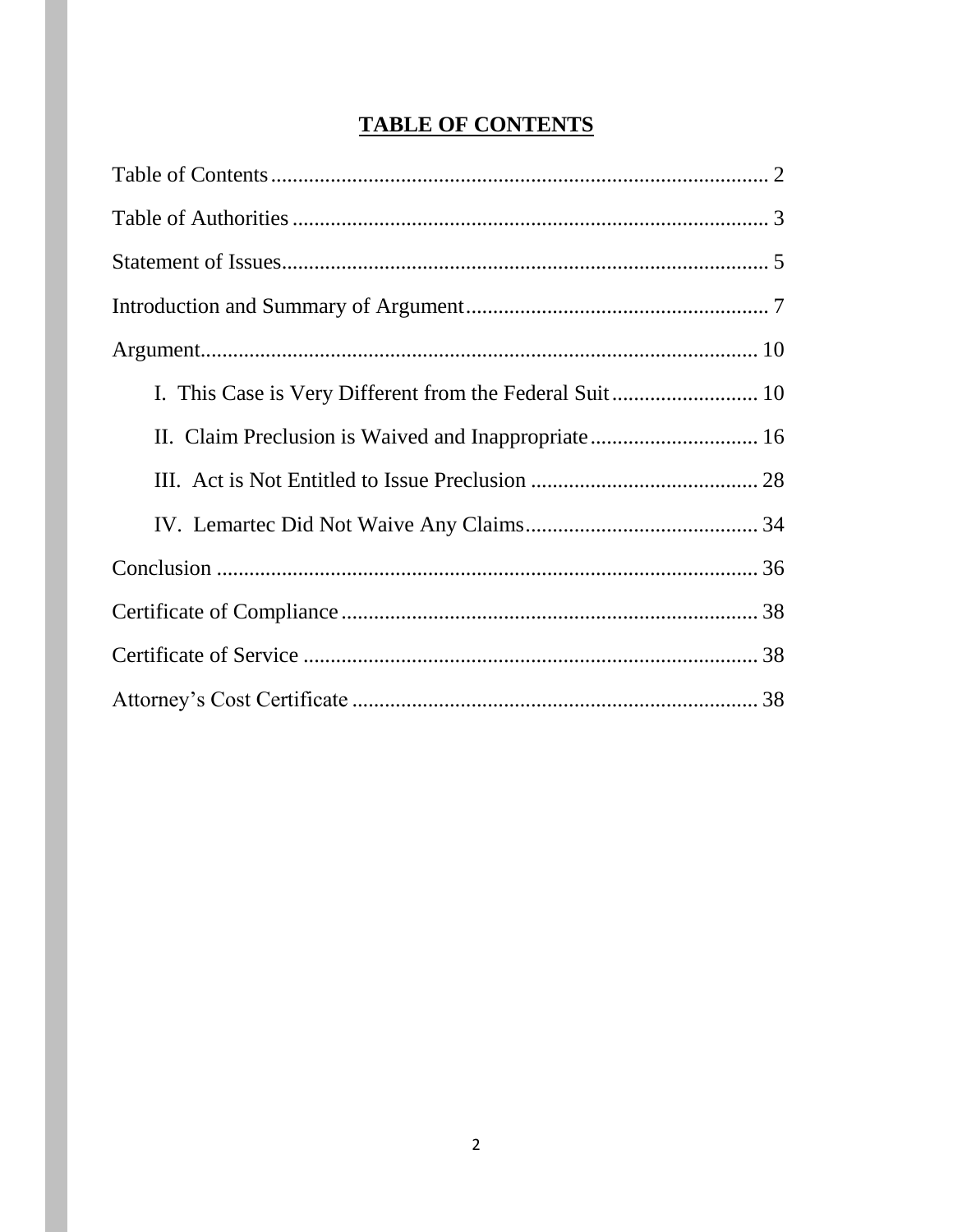# TABLE OF CONTENTS

Table of Contents ........................................................................................... 2

Table of Authorities ....................................................................................... 3

Statement of Issues......................................................................................... 5

Introduction and Summary of Argument ....................................................... 7

Argument...................................................................................................... 10

- I. This Case is Very Different from the Federal Suit ........................... 10
- II. Claim Preclusion is Waived and Inappropriate ............................... 16
- III. Act is Not Entitled to Issue Preclusion .......................................... 28
- IV. Lemartec Did Not Waive Any Claims ........................................... 34

Conclusion ................................................................................................... 36

Certificate of Compliance ............................................................................ 38

Certificate of Service ................................................................................... 38

Attorney's Cost Certificate .......................................................................... 38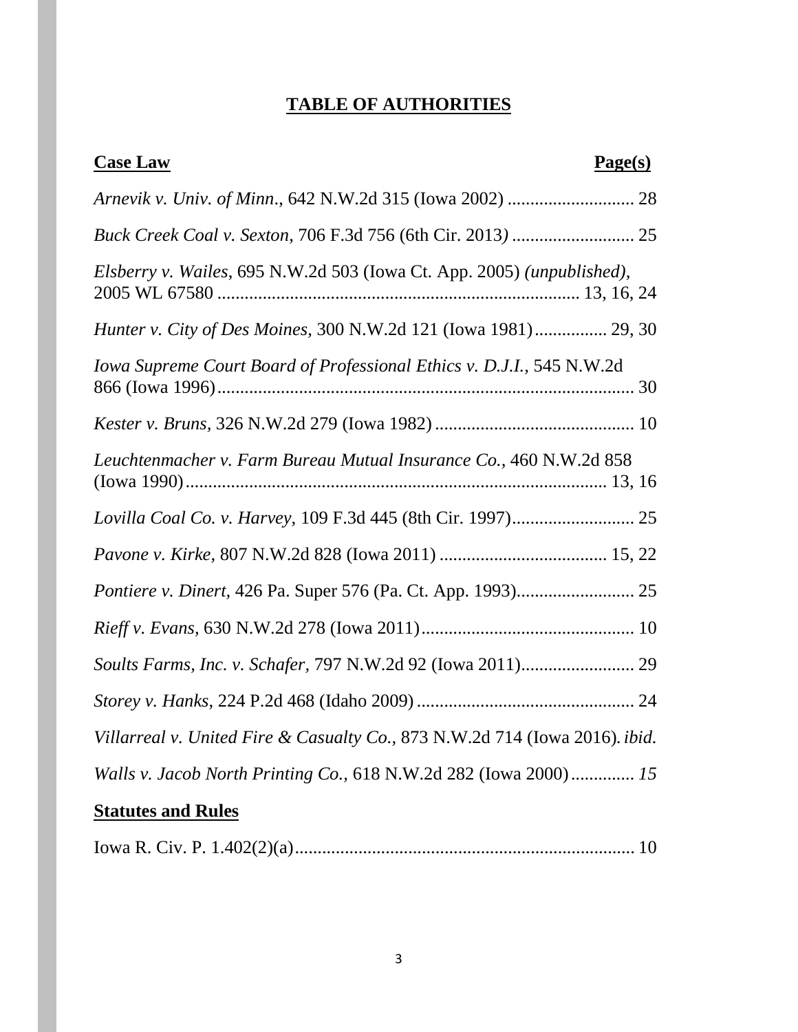# TABLE OF AUTHORITIES

| **Case Law** | **Page(s)** |
| --- | --- |
| *Arnevik v. Univ. of Minn.*, 642 N.W.2d 315 (Iowa 2002) | 28 |
| *Buck Creek Coal v. Sexton*, 706 F.3d 756 (6th Cir. 2013*)* | 25 |
| *Elsberry v. Wailes*, 695 N.W.2d 503 (Iowa Ct. App. 2005) *(unpublished)*, 2005 WL 67580 | 13, 16, 24 |
| *Hunter v. City of Des Moines*, 300 N.W.2d 121 (Iowa 1981) | 29, 30 |
| *Iowa Supreme Court Board of Professional Ethics v. D.J.I.*, 545 N.W.2d 866 (Iowa 1996) | 30 |
| *Kester v. Bruns*, 326 N.W.2d 279 (Iowa 1982) | 10 |
| *Leuchtenmacher v. Farm Bureau Mutual Insurance Co.*, 460 N.W.2d 858 (Iowa 1990) | 13, 16 |
| *Lovilla Coal Co. v. Harvey*, 109 F.3d 445 (8th Cir. 1997) | 25 |
| *Pavone v. Kirke*, 807 N.W.2d 828 (Iowa 2011) | 15, 22 |
| *Pontiere v. Dinert*, 426 Pa. Super 576 (Pa. Ct. App. 1993) | 25 |
| *Rieff v. Evans*, 630 N.W.2d 278 (Iowa 2011) | 10 |
| *Soults Farms, Inc. v. Schafer*, 797 N.W.2d 92 (Iowa 2011) | 29 |
| *Storey v. Hanks*, 224 P.2d 468 (Idaho 2009) | 24 |
| *Villarreal v. United Fire & Casualty Co.*, 873 N.W.2d 714 (Iowa 2016) | *ibid.* |
| *Walls v. Jacob North Printing Co.*, 618 N.W.2d 282 (Iowa 2000) | *15* |

| **Statutes and Rules** | |
| --- | --- |
| Iowa R. Civ. P. 1.402(2)(a) | 10 |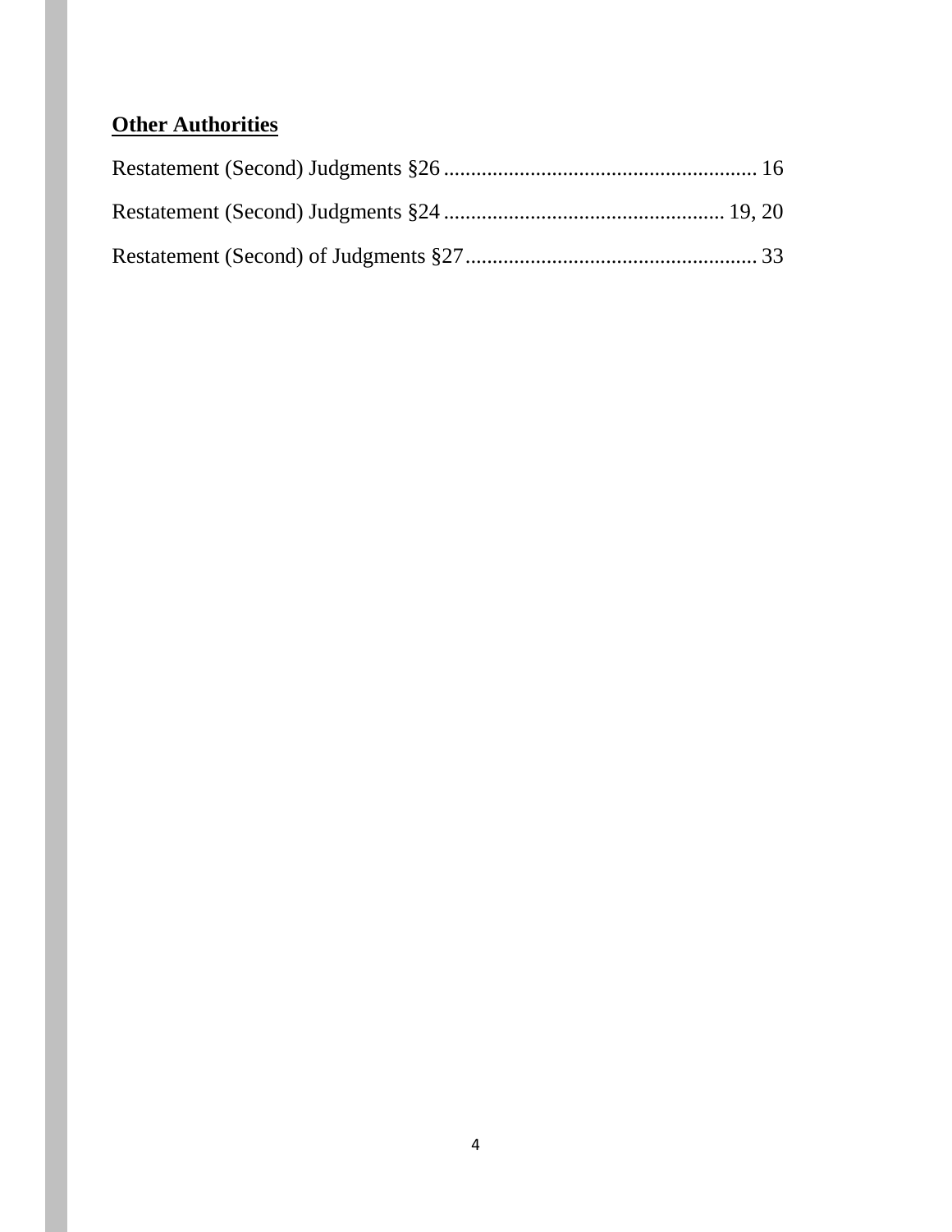**Other Authorities**

Restatement (Second) Judgments §26 ........................................................ 16

Restatement (Second) Judgments §24 .................................................. 19, 20

Restatement (Second) of Judgments §27 .................................................... 33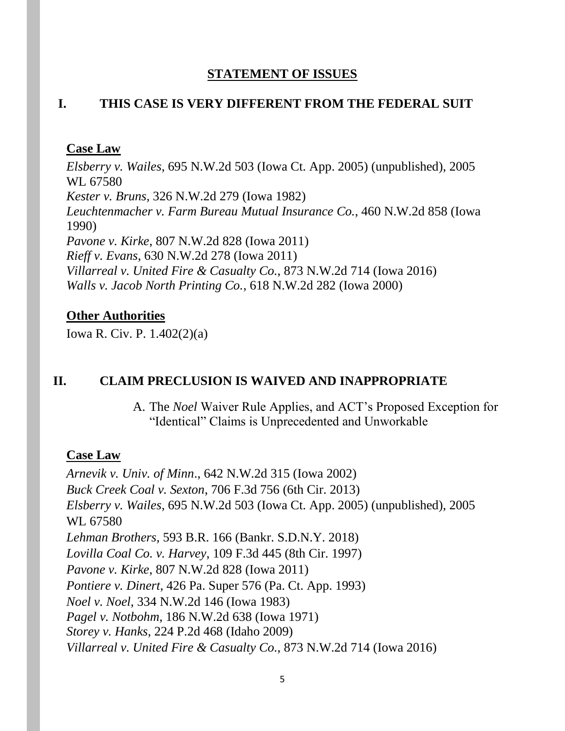## STATEMENT OF ISSUES

### I. THIS CASE IS VERY DIFFERENT FROM THE FEDERAL SUIT

**Case Law**

*Elsberry v. Wailes*, 695 N.W.2d 503 (Iowa Ct. App. 2005) (unpublished), 2005 WL 67580
*Kester v. Bruns*, 326 N.W.2d 279 (Iowa 1982)
*Leuchtenmacher v. Farm Bureau Mutual Insurance Co.*, 460 N.W.2d 858 (Iowa 1990)
*Pavone v. Kirke*, 807 N.W.2d 828 (Iowa 2011)
*Rieff v. Evans*, 630 N.W.2d 278 (Iowa 2011)
*Villarreal v. United Fire & Casualty Co.*, 873 N.W.2d 714 (Iowa 2016)
*Walls v. Jacob North Printing Co.*, 618 N.W.2d 282 (Iowa 2000)

**Other Authorities**

Iowa R. Civ. P. 1.402(2)(a)

### II. CLAIM PRECLUSION IS WAIVED AND INAPPROPRIATE

A. The *Noel* Waiver Rule Applies, and ACT's Proposed Exception for "Identical" Claims is Unprecedented and Unworkable

**Case Law**

*Arnevik v. Univ. of Minn.*, 642 N.W.2d 315 (Iowa 2002)
*Buck Creek Coal v. Sexton*, 706 F.3d 756 (6th Cir. 2013)
*Elsberry v. Wailes*, 695 N.W.2d 503 (Iowa Ct. App. 2005) (unpublished), 2005 WL 67580
*Lehman Brothers*, 593 B.R. 166 (Bankr. S.D.N.Y. 2018)
*Lovilla Coal Co. v. Harvey*, 109 F.3d 445 (8th Cir. 1997)
*Pavone v. Kirke*, 807 N.W.2d 828 (Iowa 2011)
*Pontiere v. Dinert*, 426 Pa. Super 576 (Pa. Ct. App. 1993)
*Noel v. Noel*, 334 N.W.2d 146 (Iowa 1983)
*Pagel v. Notbohm*, 186 N.W.2d 638 (Iowa 1971)
*Storey v. Hanks*, 224 P.2d 468 (Idaho 2009)
*Villarreal v. United Fire & Casualty Co.*, 873 N.W.2d 714 (Iowa 2016)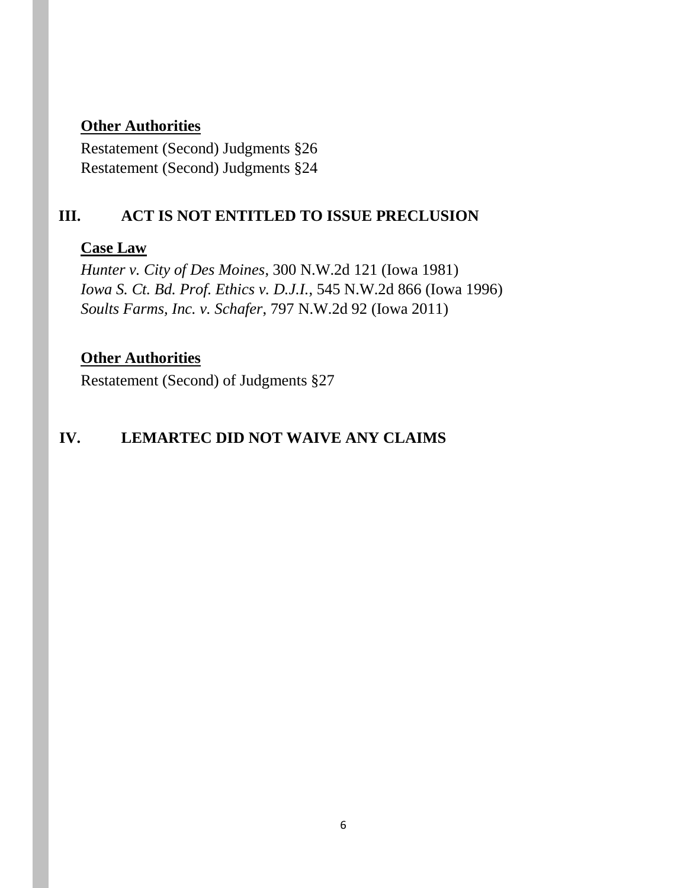**Other Authorities**

Restatement (Second) Judgments §26
Restatement (Second) Judgments §24

## III. ACT IS NOT ENTITLED TO ISSUE PRECLUSION

**Case Law**

*Hunter v. City of Des Moines*, 300 N.W.2d 121 (Iowa 1981)
*Iowa S. Ct. Bd. Prof. Ethics v. D.J.I.*, 545 N.W.2d 866 (Iowa 1996)
*Soults Farms, Inc. v. Schafer*, 797 N.W.2d 92 (Iowa 2011)

**Other Authorities**

Restatement (Second) of Judgments §27

## IV. LEMARTEC DID NOT WAIVE ANY CLAIMS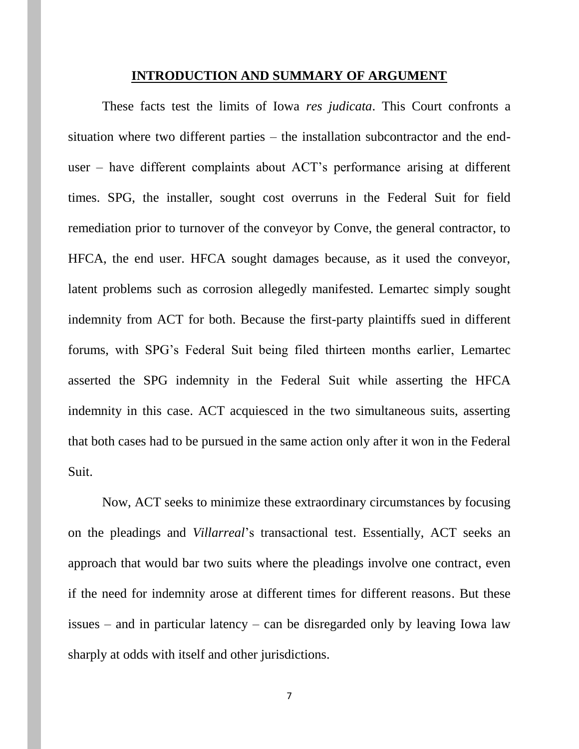## INTRODUCTION AND SUMMARY OF ARGUMENT

These facts test the limits of Iowa *res judicata*. This Court confronts a situation where two different parties – the installation subcontractor and the end-user – have different complaints about ACT's performance arising at different times. SPG, the installer, sought cost overruns in the Federal Suit for field remediation prior to turnover of the conveyor by Conve, the general contractor, to HFCA, the end user. HFCA sought damages because, as it used the conveyor, latent problems such as corrosion allegedly manifested. Lemartec simply sought indemnity from ACT for both. Because the first-party plaintiffs sued in different forums, with SPG's Federal Suit being filed thirteen months earlier, Lemartec asserted the SPG indemnity in the Federal Suit while asserting the HFCA indemnity in this case. ACT acquiesced in the two simultaneous suits, asserting that both cases had to be pursued in the same action only after it won in the Federal Suit.

Now, ACT seeks to minimize these extraordinary circumstances by focusing on the pleadings and *Villarreal*'s transactional test. Essentially, ACT seeks an approach that would bar two suits where the pleadings involve one contract, even if the need for indemnity arose at different times for different reasons. But these issues – and in particular latency – can be disregarded only by leaving Iowa law sharply at odds with itself and other jurisdictions.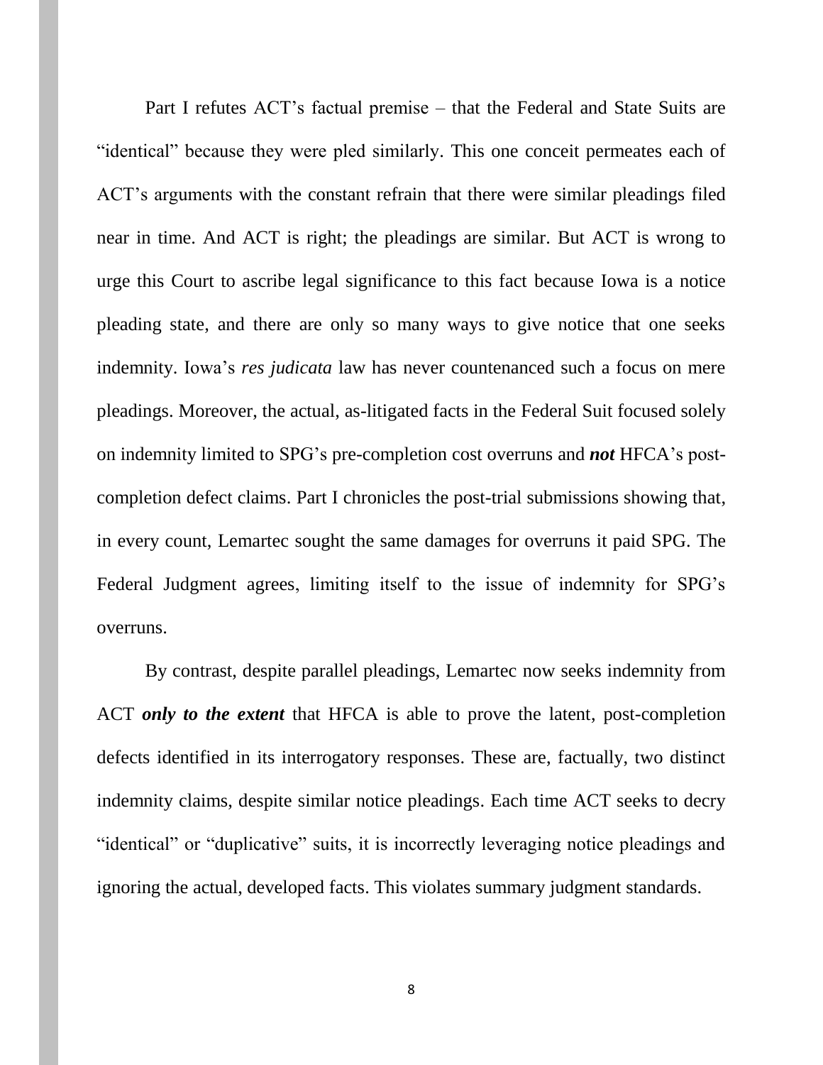Part I refutes ACT's factual premise – that the Federal and State Suits are "identical" because they were pled similarly. This one conceit permeates each of ACT's arguments with the constant refrain that there were similar pleadings filed near in time. And ACT is right; the pleadings are similar. But ACT is wrong to urge this Court to ascribe legal significance to this fact because Iowa is a notice pleading state, and there are only so many ways to give notice that one seeks indemnity. Iowa's *res judicata* law has never countenanced such a focus on mere pleadings. Moreover, the actual, as-litigated facts in the Federal Suit focused solely on indemnity limited to SPG's pre-completion cost overruns and ***not*** HFCA's post-completion defect claims. Part I chronicles the post-trial submissions showing that, in every count, Lemartec sought the same damages for overruns it paid SPG. The Federal Judgment agrees, limiting itself to the issue of indemnity for SPG's overruns.

By contrast, despite parallel pleadings, Lemartec now seeks indemnity from ACT ***only to the extent*** that HFCA is able to prove the latent, post-completion defects identified in its interrogatory responses. These are, factually, two distinct indemnity claims, despite similar notice pleadings. Each time ACT seeks to decry "identical" or "duplicative" suits, it is incorrectly leveraging notice pleadings and ignoring the actual, developed facts. This violates summary judgment standards.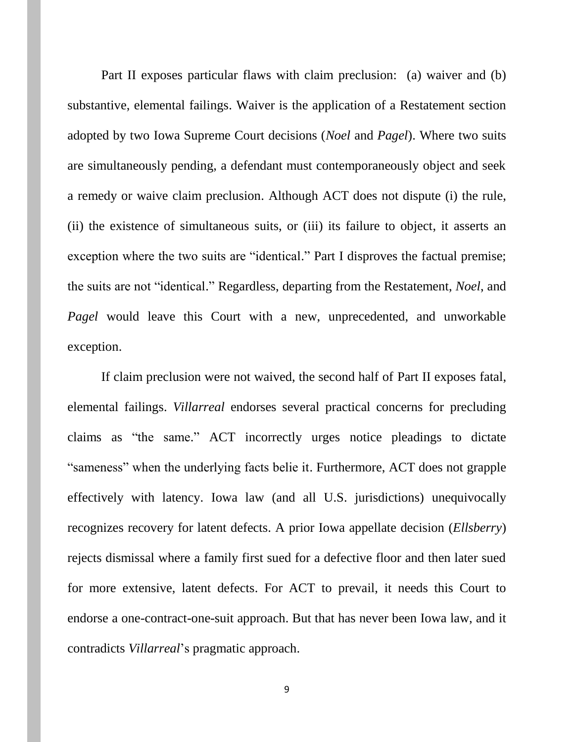Part II exposes particular flaws with claim preclusion: (a) waiver and (b) substantive, elemental failings. Waiver is the application of a Restatement section adopted by two Iowa Supreme Court decisions (*Noel* and *Pagel*). Where two suits are simultaneously pending, a defendant must contemporaneously object and seek a remedy or waive claim preclusion. Although ACT does not dispute (i) the rule, (ii) the existence of simultaneous suits, or (iii) its failure to object, it asserts an exception where the two suits are "identical." Part I disproves the factual premise; the suits are not "identical." Regardless, departing from the Restatement, *Noel*, and *Pagel* would leave this Court with a new, unprecedented, and unworkable exception.

If claim preclusion were not waived, the second half of Part II exposes fatal, elemental failings. *Villarreal* endorses several practical concerns for precluding claims as "the same." ACT incorrectly urges notice pleadings to dictate "sameness" when the underlying facts belie it. Furthermore, ACT does not grapple effectively with latency. Iowa law (and all U.S. jurisdictions) unequivocally recognizes recovery for latent defects. A prior Iowa appellate decision (*Ellsberry*) rejects dismissal where a family first sued for a defective floor and then later sued for more extensive, latent defects. For ACT to prevail, it needs this Court to endorse a one-contract-one-suit approach. But that has never been Iowa law, and it contradicts *Villarreal*'s pragmatic approach.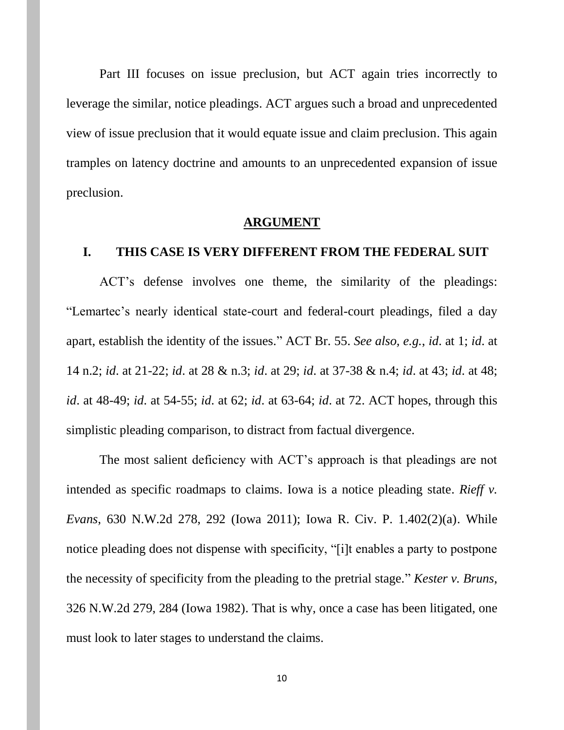Part III focuses on issue preclusion, but ACT again tries incorrectly to leverage the similar, notice pleadings. ACT argues such a broad and unprecedented view of issue preclusion that it would equate issue and claim preclusion. This again tramples on latency doctrine and amounts to an unprecedented expansion of issue preclusion.

## ARGUMENT

### I. THIS CASE IS VERY DIFFERENT FROM THE FEDERAL SUIT

ACT's defense involves one theme, the similarity of the pleadings: "Lemartec's nearly identical state-court and federal-court pleadings, filed a day apart, establish the identity of the issues." ACT Br. 55. *See also, e.g.*, *id*. at 1; *id*. at 14 n.2; *id*. at 21-22; *id*. at 28 & n.3; *id*. at 29; *id*. at 37-38 & n.4; *id*. at 43; *id*. at 48; *id*. at 48-49; *id*. at 54-55; *id*. at 62; *id*. at 63-64; *id*. at 72. ACT hopes, through this simplistic pleading comparison, to distract from factual divergence.

The most salient deficiency with ACT's approach is that pleadings are not intended as specific roadmaps to claims. Iowa is a notice pleading state. *Rieff v. Evans*, 630 N.W.2d 278, 292 (Iowa 2011); Iowa R. Civ. P. 1.402(2)(a). While notice pleading does not dispense with specificity, "[i]t enables a party to postpone the necessity of specificity from the pleading to the pretrial stage." *Kester v. Bruns*, 326 N.W.2d 279, 284 (Iowa 1982). That is why, once a case has been litigated, one must look to later stages to understand the claims.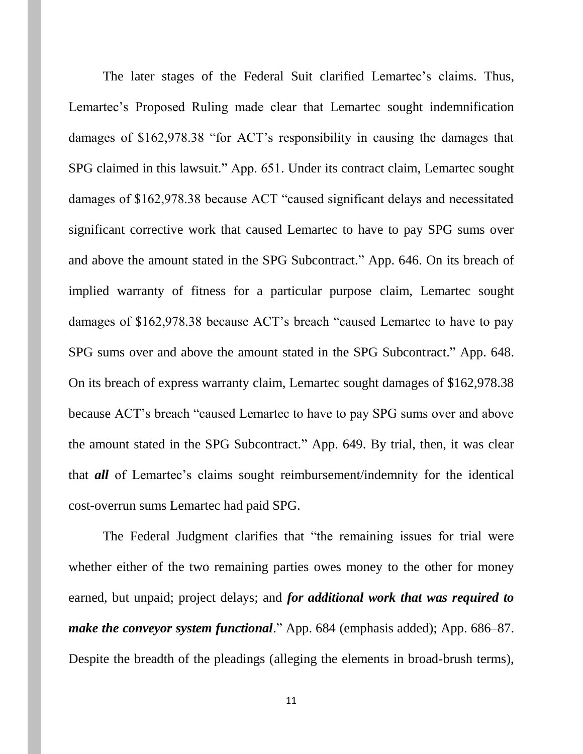The later stages of the Federal Suit clarified Lemartec's claims. Thus, Lemartec's Proposed Ruling made clear that Lemartec sought indemnification damages of $162,978.38 "for ACT's responsibility in causing the damages that SPG claimed in this lawsuit." App. 651. Under its contract claim, Lemartec sought damages of $162,978.38 because ACT "caused significant delays and necessitated significant corrective work that caused Lemartec to have to pay SPG sums over and above the amount stated in the SPG Subcontract." App. 646. On its breach of implied warranty of fitness for a particular purpose claim, Lemartec sought damages of $162,978.38 because ACT's breach "caused Lemartec to have to pay SPG sums over and above the amount stated in the SPG Subcontract." App. 648. On its breach of express warranty claim, Lemartec sought damages of $162,978.38 because ACT's breach "caused Lemartec to have to pay SPG sums over and above the amount stated in the SPG Subcontract." App. 649. By trial, then, it was clear that ***all*** of Lemartec's claims sought reimbursement/indemnity for the identical cost-overrun sums Lemartec had paid SPG.

The Federal Judgment clarifies that "the remaining issues for trial were whether either of the two remaining parties owes money to the other for money earned, but unpaid; project delays; and ***for additional work that was required to make the conveyor system functional***." App. 684 (emphasis added); App. 686–87. Despite the breadth of the pleadings (alleging the elements in broad-brush terms),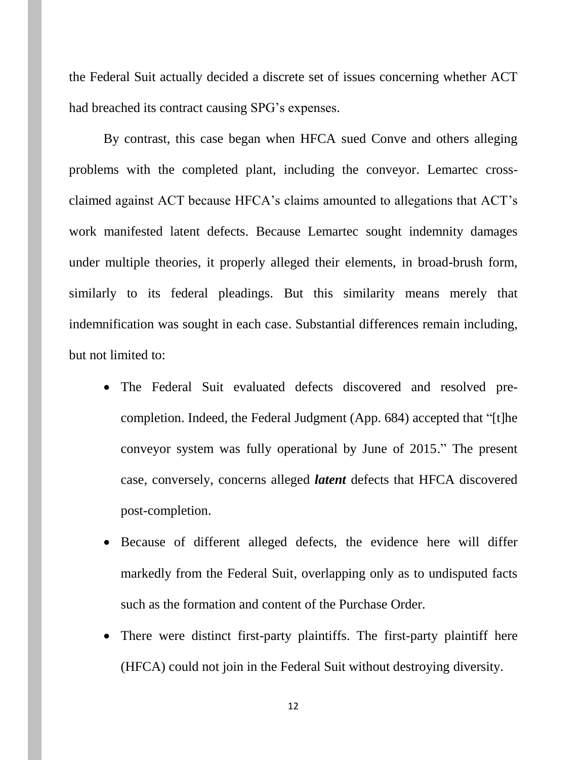the Federal Suit actually decided a discrete set of issues concerning whether ACT had breached its contract causing SPG's expenses.

By contrast, this case began when HFCA sued Conve and others alleging problems with the completed plant, including the conveyor. Lemartec cross-claimed against ACT because HFCA's claims amounted to allegations that ACT's work manifested latent defects. Because Lemartec sought indemnity damages under multiple theories, it properly alleged their elements, in broad-brush form, similarly to its federal pleadings. But this similarity means merely that indemnification was sought in each case. Substantial differences remain including, but not limited to:

- The Federal Suit evaluated defects discovered and resolved pre-completion. Indeed, the Federal Judgment (App. 684) accepted that "[t]he conveyor system was fully operational by June of 2015." The present case, conversely, concerns alleged ***latent*** defects that HFCA discovered post-completion.
- Because of different alleged defects, the evidence here will differ markedly from the Federal Suit, overlapping only as to undisputed facts such as the formation and content of the Purchase Order.
- There were distinct first-party plaintiffs. The first-party plaintiff here (HFCA) could not join in the Federal Suit without destroying diversity.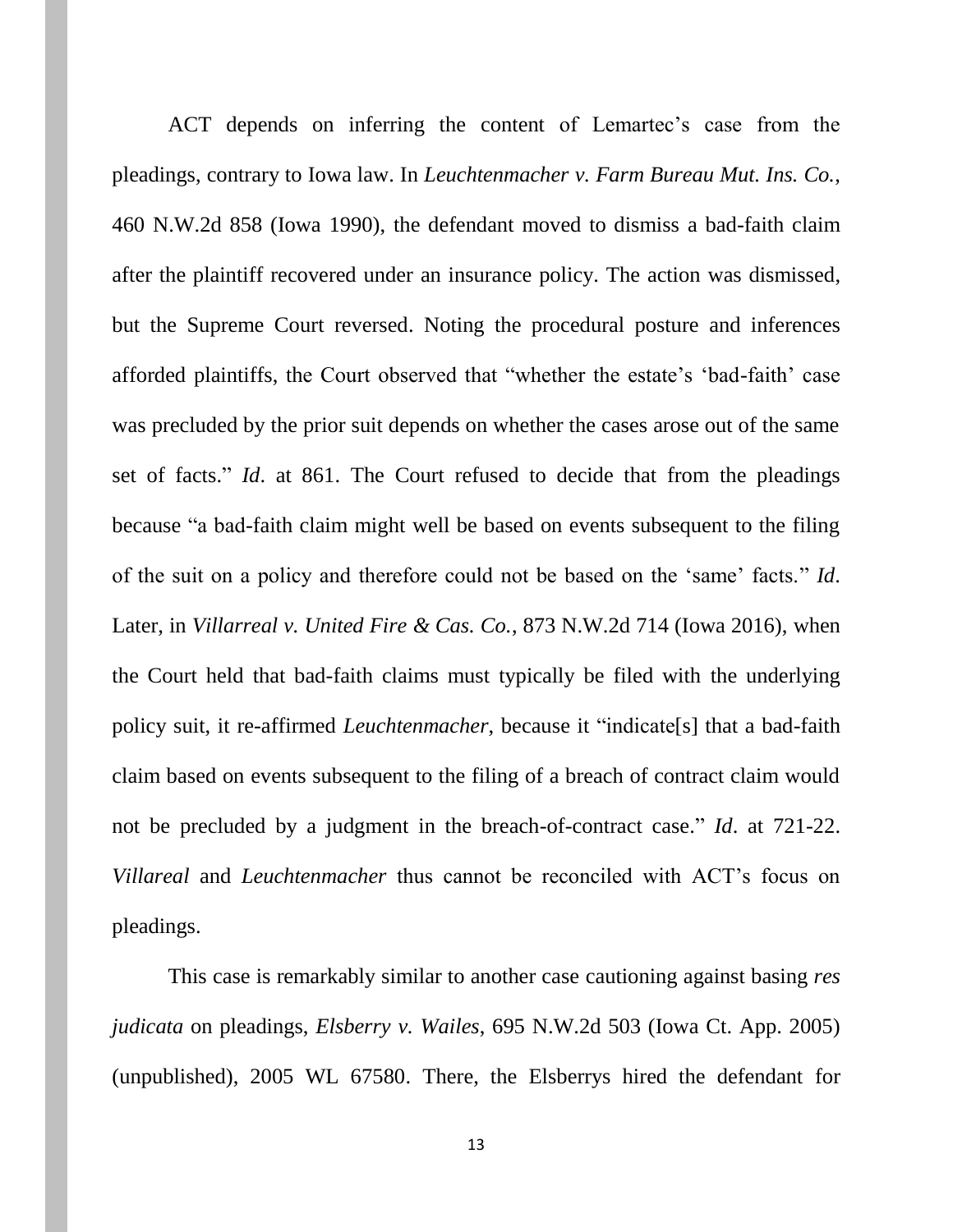ACT depends on inferring the content of Lemartec's case from the pleadings, contrary to Iowa law. In *Leuchtenmacher v. Farm Bureau Mut. Ins. Co.*, 460 N.W.2d 858 (Iowa 1990), the defendant moved to dismiss a bad-faith claim after the plaintiff recovered under an insurance policy. The action was dismissed, but the Supreme Court reversed. Noting the procedural posture and inferences afforded plaintiffs, the Court observed that "whether the estate's 'bad-faith' case was precluded by the prior suit depends on whether the cases arose out of the same set of facts." *Id*. at 861. The Court refused to decide that from the pleadings because "a bad-faith claim might well be based on events subsequent to the filing of the suit on a policy and therefore could not be based on the 'same' facts." *Id*. Later, in *Villarreal v. United Fire & Cas. Co.*, 873 N.W.2d 714 (Iowa 2016), when the Court held that bad-faith claims must typically be filed with the underlying policy suit, it re-affirmed *Leuchtenmacher*, because it "indicate[s] that a bad-faith claim based on events subsequent to the filing of a breach of contract claim would not be precluded by a judgment in the breach-of-contract case." *Id*. at 721-22. *Villareal* and *Leuchtenmacher* thus cannot be reconciled with ACT's focus on pleadings.

This case is remarkably similar to another case cautioning against basing *res judicata* on pleadings, *Elsberry v. Wailes*, 695 N.W.2d 503 (Iowa Ct. App. 2005) (unpublished), 2005 WL 67580. There, the Elsberrys hired the defendant for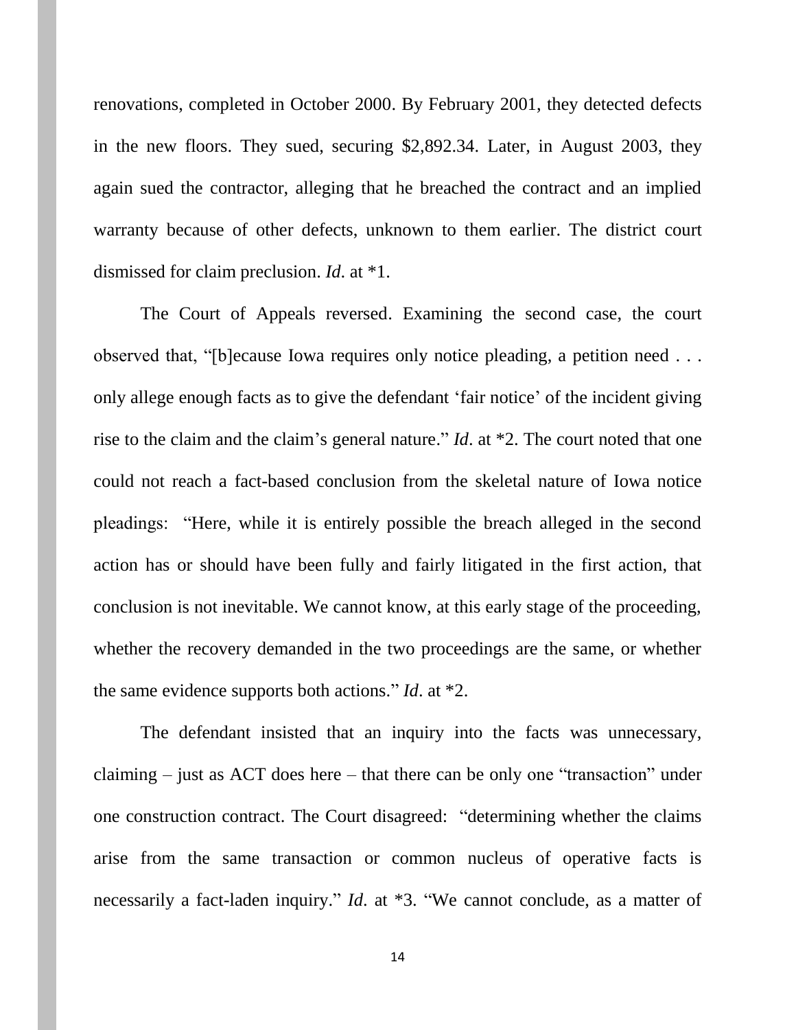renovations, completed in October 2000. By February 2001, they detected defects in the new floors. They sued, securing $2,892.34. Later, in August 2003, they again sued the contractor, alleging that he breached the contract and an implied warranty because of other defects, unknown to them earlier. The district court dismissed for claim preclusion. *Id*. at *1.

The Court of Appeals reversed. Examining the second case, the court observed that, "[b]ecause Iowa requires only notice pleading, a petition need . . . only allege enough facts as to give the defendant 'fair notice' of the incident giving rise to the claim and the claim's general nature." *Id*. at *2. The court noted that one could not reach a fact-based conclusion from the skeletal nature of Iowa notice pleadings: "Here, while it is entirely possible the breach alleged in the second action has or should have been fully and fairly litigated in the first action, that conclusion is not inevitable. We cannot know, at this early stage of the proceeding, whether the recovery demanded in the two proceedings are the same, or whether the same evidence supports both actions." *Id*. at *2.

The defendant insisted that an inquiry into the facts was unnecessary, claiming – just as ACT does here – that there can be only one "transaction" under one construction contract. The Court disagreed: "determining whether the claims arise from the same transaction or common nucleus of operative facts is necessarily a fact-laden inquiry." *Id*. at *3. "We cannot conclude, as a matter of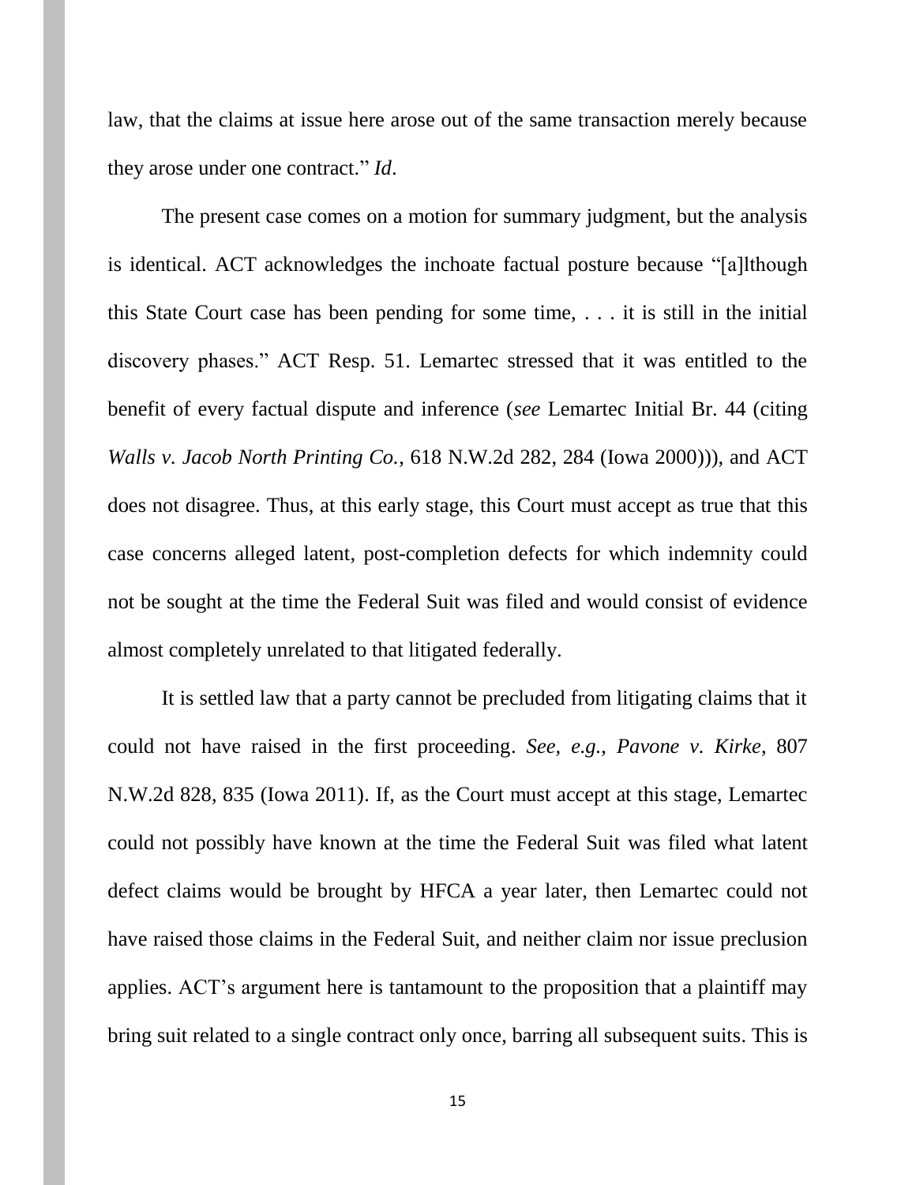law, that the claims at issue here arose out of the same transaction merely because they arose under one contract." *Id*.

The present case comes on a motion for summary judgment, but the analysis is identical. ACT acknowledges the inchoate factual posture because "[a]lthough this State Court case has been pending for some time, . . . it is still in the initial discovery phases." ACT Resp. 51. Lemartec stressed that it was entitled to the benefit of every factual dispute and inference (*see* Lemartec Initial Br. 44 (citing *Walls v. Jacob North Printing Co.*, 618 N.W.2d 282, 284 (Iowa 2000))), and ACT does not disagree. Thus, at this early stage, this Court must accept as true that this case concerns alleged latent, post-completion defects for which indemnity could not be sought at the time the Federal Suit was filed and would consist of evidence almost completely unrelated to that litigated federally.

It is settled law that a party cannot be precluded from litigating claims that it could not have raised in the first proceeding. *See, e.g.*, *Pavone v. Kirke*, 807 N.W.2d 828, 835 (Iowa 2011). If, as the Court must accept at this stage, Lemartec could not possibly have known at the time the Federal Suit was filed what latent defect claims would be brought by HFCA a year later, then Lemartec could not have raised those claims in the Federal Suit, and neither claim nor issue preclusion applies. ACT's argument here is tantamount to the proposition that a plaintiff may bring suit related to a single contract only once, barring all subsequent suits. This is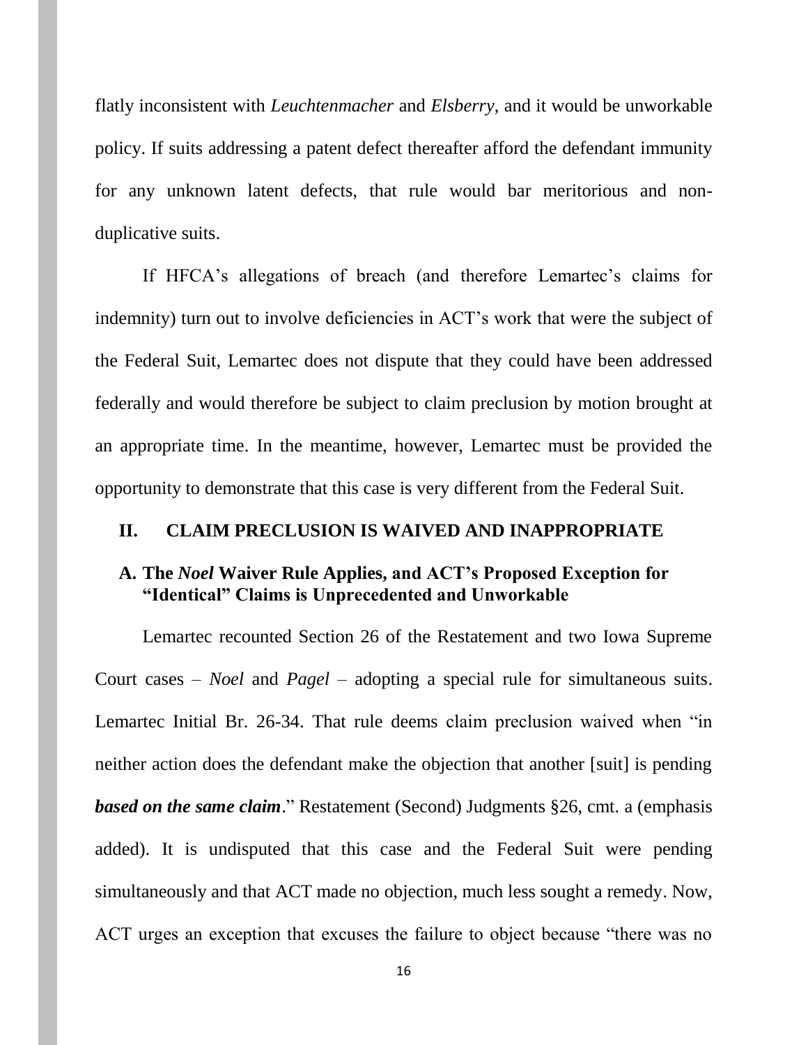flatly inconsistent with *Leuchtenmacher* and *Elsberry*, and it would be unworkable policy. If suits addressing a patent defect thereafter afford the defendant immunity for any unknown latent defects, that rule would bar meritorious and non-duplicative suits.

If HFCA's allegations of breach (and therefore Lemartec's claims for indemnity) turn out to involve deficiencies in ACT's work that were the subject of the Federal Suit, Lemartec does not dispute that they could have been addressed federally and would therefore be subject to claim preclusion by motion brought at an appropriate time. In the meantime, however, Lemartec must be provided the opportunity to demonstrate that this case is very different from the Federal Suit.

## II. CLAIM PRECLUSION IS WAIVED AND INAPPROPRIATE

### A. The *Noel* Waiver Rule Applies, and ACT's Proposed Exception for "Identical" Claims is Unprecedented and Unworkable

Lemartec recounted Section 26 of the Restatement and two Iowa Supreme Court cases – *Noel* and *Pagel* – adopting a special rule for simultaneous suits. Lemartec Initial Br. 26-34. That rule deems claim preclusion waived when "in neither action does the defendant make the objection that another [suit] is pending ***based on the same claim***." Restatement (Second) Judgments §26, cmt. a (emphasis added). It is undisputed that this case and the Federal Suit were pending simultaneously and that ACT made no objection, much less sought a remedy. Now, ACT urges an exception that excuses the failure to object because "there was no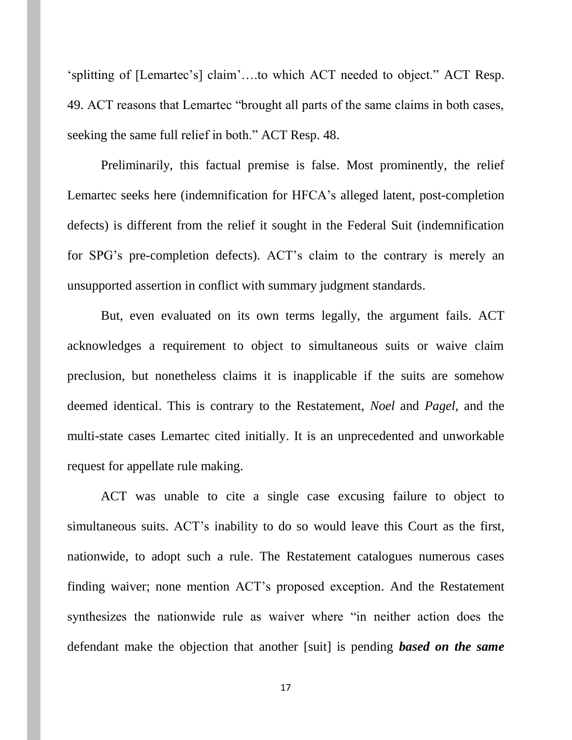'splitting of [Lemartec's] claim'….to which ACT needed to object." ACT Resp. 49. ACT reasons that Lemartec "brought all parts of the same claims in both cases, seeking the same full relief in both." ACT Resp. 48.

Preliminarily, this factual premise is false. Most prominently, the relief Lemartec seeks here (indemnification for HFCA's alleged latent, post-completion defects) is different from the relief it sought in the Federal Suit (indemnification for SPG's pre-completion defects). ACT's claim to the contrary is merely an unsupported assertion in conflict with summary judgment standards.

But, even evaluated on its own terms legally, the argument fails. ACT acknowledges a requirement to object to simultaneous suits or waive claim preclusion, but nonetheless claims it is inapplicable if the suits are somehow deemed identical. This is contrary to the Restatement, *Noel* and *Pagel*, and the multi-state cases Lemartec cited initially. It is an unprecedented and unworkable request for appellate rule making.

ACT was unable to cite a single case excusing failure to object to simultaneous suits. ACT's inability to do so would leave this Court as the first, nationwide, to adopt such a rule. The Restatement catalogues numerous cases finding waiver; none mention ACT's proposed exception. And the Restatement synthesizes the nationwide rule as waiver where "in neither action does the defendant make the objection that another [suit] is pending ***based on the same***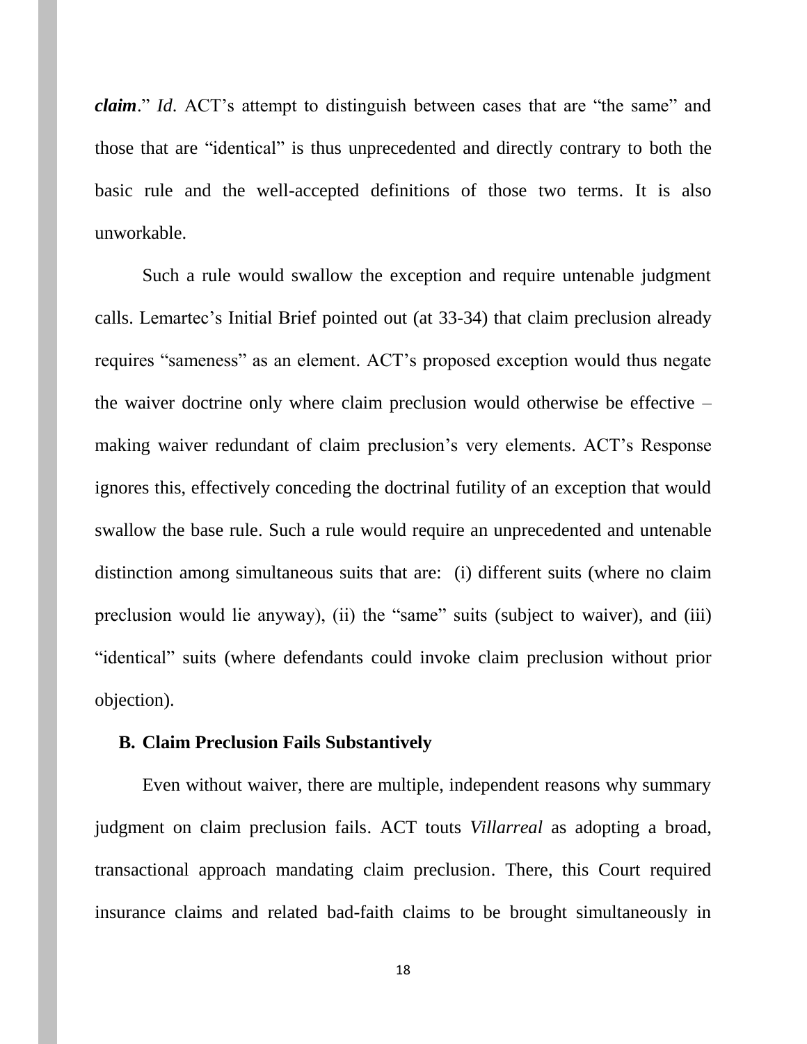***claim***." *Id*. ACT's attempt to distinguish between cases that are "the same" and those that are "identical" is thus unprecedented and directly contrary to both the basic rule and the well-accepted definitions of those two terms. It is also unworkable.

Such a rule would swallow the exception and require untenable judgment calls. Lemartec's Initial Brief pointed out (at 33-34) that claim preclusion already requires "sameness" as an element. ACT's proposed exception would thus negate the waiver doctrine only where claim preclusion would otherwise be effective – making waiver redundant of claim preclusion's very elements. ACT's Response ignores this, effectively conceding the doctrinal futility of an exception that would swallow the base rule. Such a rule would require an unprecedented and untenable distinction among simultaneous suits that are: (i) different suits (where no claim preclusion would lie anyway), (ii) the "same" suits (subject to waiver), and (iii) "identical" suits (where defendants could invoke claim preclusion without prior objection).

### B. Claim Preclusion Fails Substantively

Even without waiver, there are multiple, independent reasons why summary judgment on claim preclusion fails. ACT touts *Villarreal* as adopting a broad, transactional approach mandating claim preclusion. There, this Court required insurance claims and related bad-faith claims to be brought simultaneously in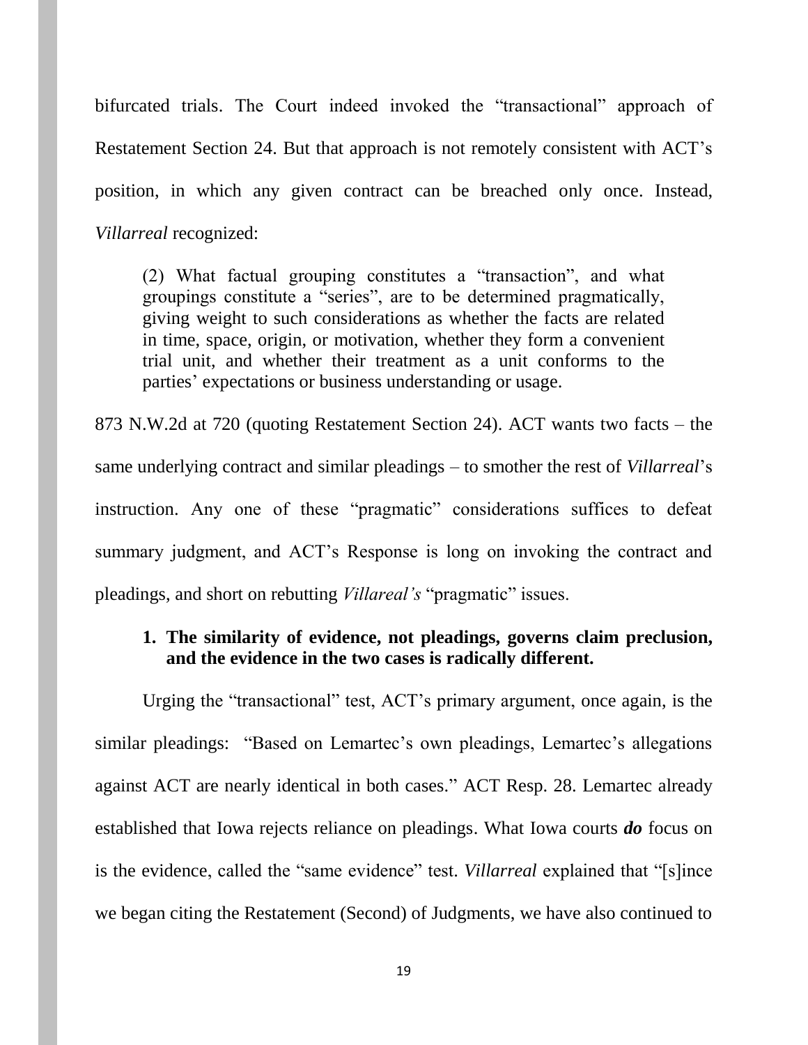bifurcated trials. The Court indeed invoked the "transactional" approach of Restatement Section 24. But that approach is not remotely consistent with ACT's position, in which any given contract can be breached only once. Instead, *Villarreal* recognized:

> (2) What factual grouping constitutes a "transaction", and what groupings constitute a "series", are to be determined pragmatically, giving weight to such considerations as whether the facts are related in time, space, origin, or motivation, whether they form a convenient trial unit, and whether their treatment as a unit conforms to the parties' expectations or business understanding or usage.

873 N.W.2d at 720 (quoting Restatement Section 24). ACT wants two facts – the same underlying contract and similar pleadings – to smother the rest of *Villarreal*'s instruction. Any one of these "pragmatic" considerations suffices to defeat summary judgment, and ACT's Response is long on invoking the contract and pleadings, and short on rebutting *Villareal's* "pragmatic" issues.

### 1. The similarity of evidence, not pleadings, governs claim preclusion, and the evidence in the two cases is radically different.

Urging the "transactional" test, ACT's primary argument, once again, is the similar pleadings: "Based on Lemartec's own pleadings, Lemartec's allegations against ACT are nearly identical in both cases." ACT Resp. 28. Lemartec already established that Iowa rejects reliance on pleadings. What Iowa courts ***do*** focus on is the evidence, called the "same evidence" test. *Villarreal* explained that "[s]ince we began citing the Restatement (Second) of Judgments, we have also continued to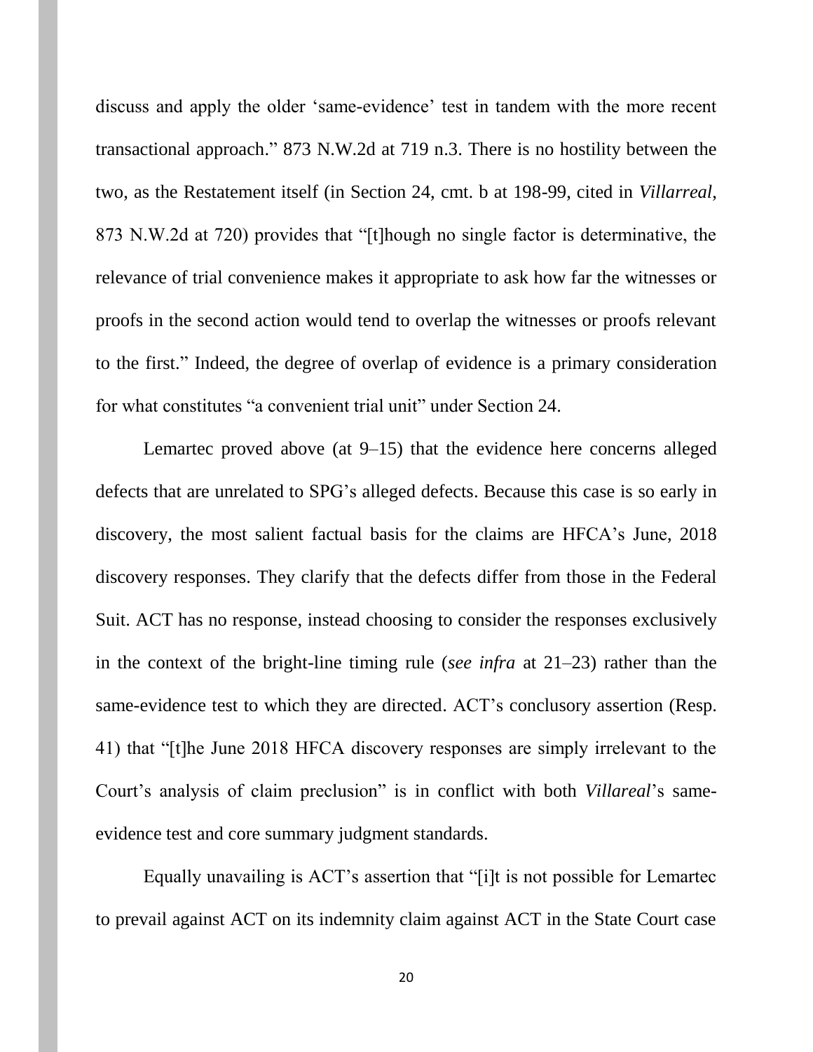discuss and apply the older 'same-evidence' test in tandem with the more recent transactional approach." 873 N.W.2d at 719 n.3. There is no hostility between the two, as the Restatement itself (in Section 24, cmt. b at 198-99, cited in *Villarreal*, 873 N.W.2d at 720) provides that "[t]hough no single factor is determinative, the relevance of trial convenience makes it appropriate to ask how far the witnesses or proofs in the second action would tend to overlap the witnesses or proofs relevant to the first." Indeed, the degree of overlap of evidence is a primary consideration for what constitutes "a convenient trial unit" under Section 24.

Lemartec proved above (at 9–15) that the evidence here concerns alleged defects that are unrelated to SPG's alleged defects. Because this case is so early in discovery, the most salient factual basis for the claims are HFCA's June, 2018 discovery responses. They clarify that the defects differ from those in the Federal Suit. ACT has no response, instead choosing to consider the responses exclusively in the context of the bright-line timing rule (*see infra* at 21–23) rather than the same-evidence test to which they are directed. ACT's conclusory assertion (Resp. 41) that "[t]he June 2018 HFCA discovery responses are simply irrelevant to the Court's analysis of claim preclusion" is in conflict with both *Villareal*'s same-evidence test and core summary judgment standards.

Equally unavailing is ACT's assertion that "[i]t is not possible for Lemartec to prevail against ACT on its indemnity claim against ACT in the State Court case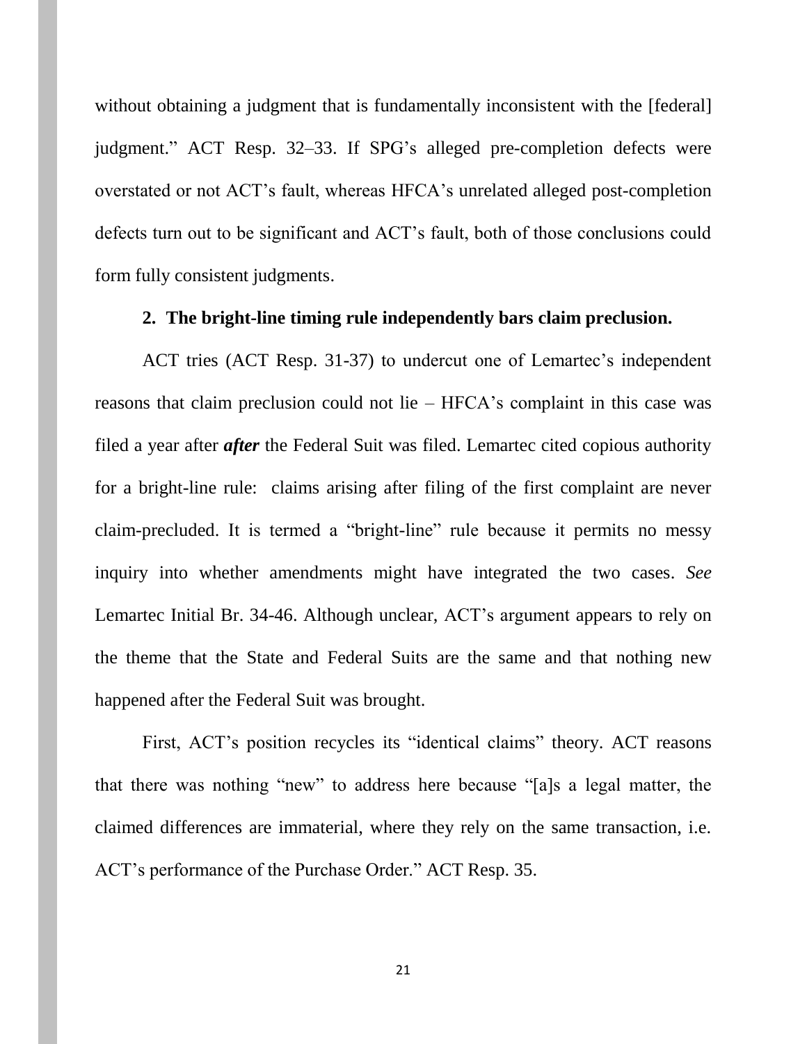without obtaining a judgment that is fundamentally inconsistent with the [federal] judgment." ACT Resp. 32–33. If SPG's alleged pre-completion defects were overstated or not ACT's fault, whereas HFCA's unrelated alleged post-completion defects turn out to be significant and ACT's fault, both of those conclusions could form fully consistent judgments.

### 2. The bright-line timing rule independently bars claim preclusion.

ACT tries (ACT Resp. 31-37) to undercut one of Lemartec's independent reasons that claim preclusion could not lie – HFCA's complaint in this case was filed a year after ***after*** the Federal Suit was filed. Lemartec cited copious authority for a bright-line rule: claims arising after filing of the first complaint are never claim-precluded. It is termed a "bright-line" rule because it permits no messy inquiry into whether amendments might have integrated the two cases. *See* Lemartec Initial Br. 34-46. Although unclear, ACT's argument appears to rely on the theme that the State and Federal Suits are the same and that nothing new happened after the Federal Suit was brought.

First, ACT's position recycles its "identical claims" theory. ACT reasons that there was nothing "new" to address here because "[a]s a legal matter, the claimed differences are immaterial, where they rely on the same transaction, i.e. ACT's performance of the Purchase Order." ACT Resp. 35.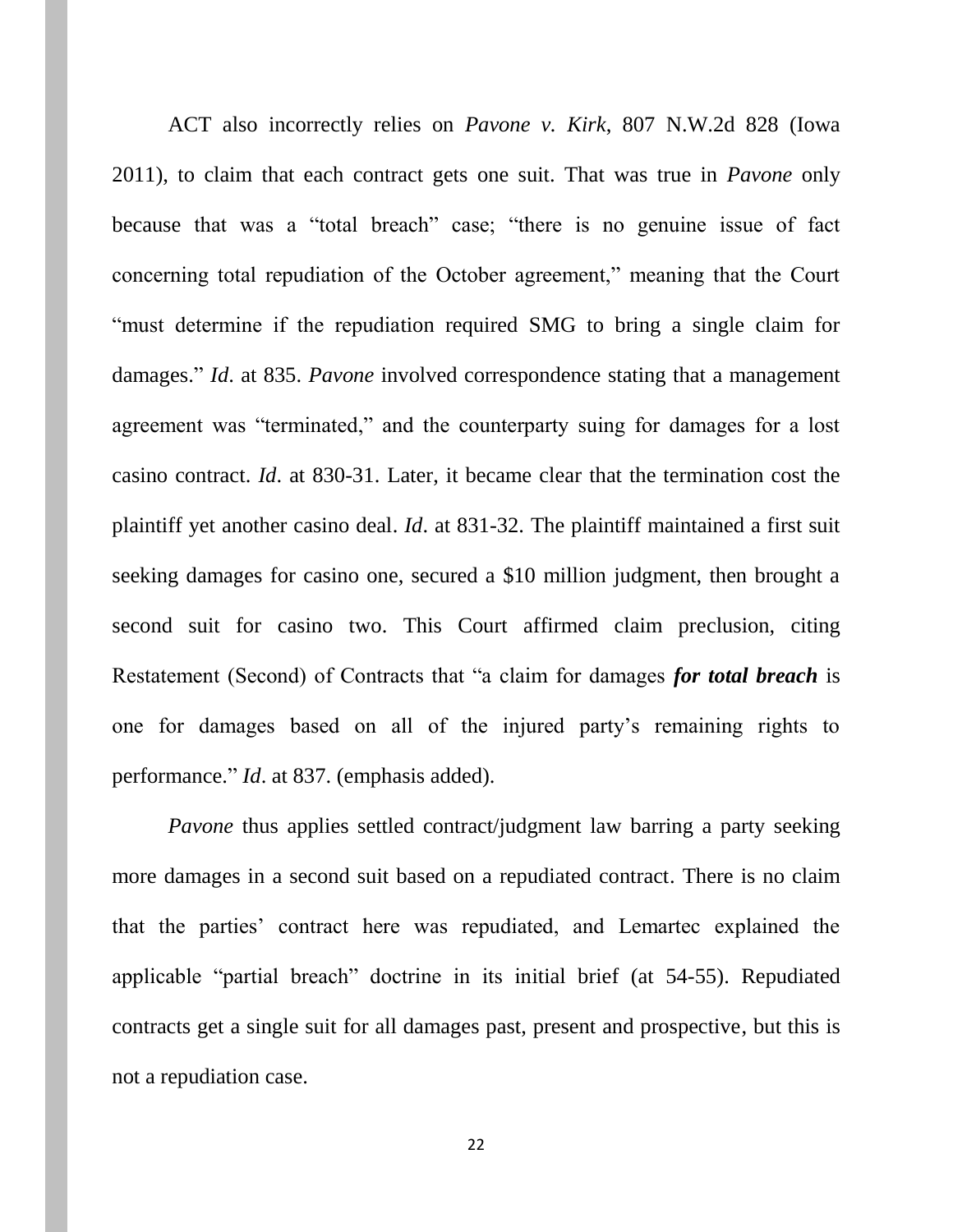ACT also incorrectly relies on *Pavone v. Kirk*, 807 N.W.2d 828 (Iowa 2011), to claim that each contract gets one suit. That was true in *Pavone* only because that was a "total breach" case; "there is no genuine issue of fact concerning total repudiation of the October agreement," meaning that the Court "must determine if the repudiation required SMG to bring a single claim for damages." *Id*. at 835. *Pavone* involved correspondence stating that a management agreement was "terminated," and the counterparty suing for damages for a lost casino contract. *Id*. at 830-31. Later, it became clear that the termination cost the plaintiff yet another casino deal. *Id*. at 831-32. The plaintiff maintained a first suit seeking damages for casino one, secured a $10 million judgment, then brought a second suit for casino two. This Court affirmed claim preclusion, citing Restatement (Second) of Contracts that "a claim for damages ***for total breach*** is one for damages based on all of the injured party's remaining rights to performance." *Id*. at 837. (emphasis added).

*Pavone* thus applies settled contract/judgment law barring a party seeking more damages in a second suit based on a repudiated contract. There is no claim that the parties' contract here was repudiated, and Lemartec explained the applicable "partial breach" doctrine in its initial brief (at 54-55). Repudiated contracts get a single suit for all damages past, present and prospective, but this is not a repudiation case.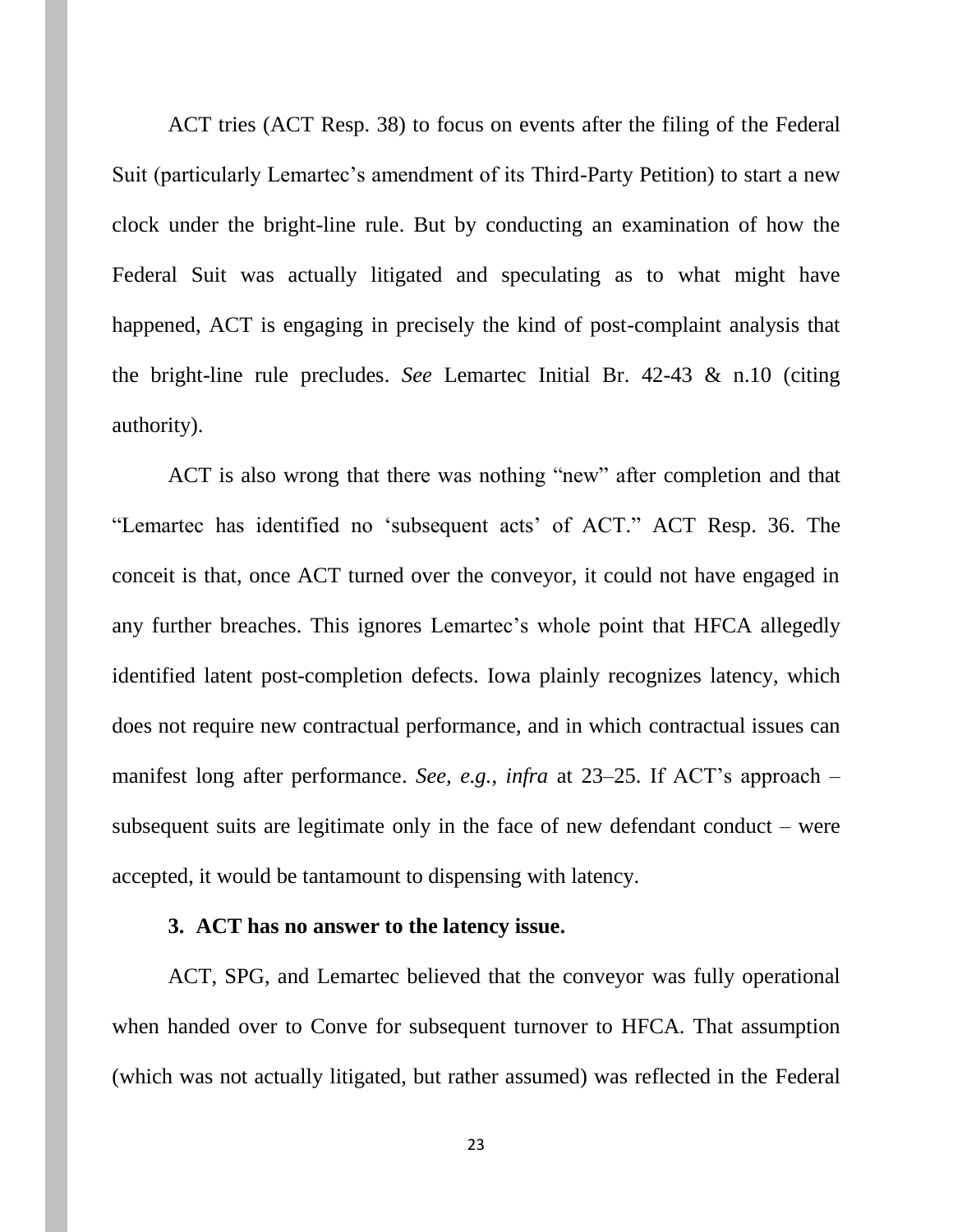ACT tries (ACT Resp. 38) to focus on events after the filing of the Federal Suit (particularly Lemartec's amendment of its Third-Party Petition) to start a new clock under the bright-line rule. But by conducting an examination of how the Federal Suit was actually litigated and speculating as to what might have happened, ACT is engaging in precisely the kind of post-complaint analysis that the bright-line rule precludes. *See* Lemartec Initial Br. 42-43 & n.10 (citing authority).

ACT is also wrong that there was nothing "new" after completion and that "Lemartec has identified no 'subsequent acts' of ACT." ACT Resp. 36. The conceit is that, once ACT turned over the conveyor, it could not have engaged in any further breaches. This ignores Lemartec's whole point that HFCA allegedly identified latent post-completion defects. Iowa plainly recognizes latency, which does not require new contractual performance, and in which contractual issues can manifest long after performance. *See, e.g.*, *infra* at 23–25. If ACT's approach – subsequent suits are legitimate only in the face of new defendant conduct – were accepted, it would be tantamount to dispensing with latency.

**3. ACT has no answer to the latency issue.**

ACT, SPG, and Lemartec believed that the conveyor was fully operational when handed over to Conve for subsequent turnover to HFCA. That assumption (which was not actually litigated, but rather assumed) was reflected in the Federal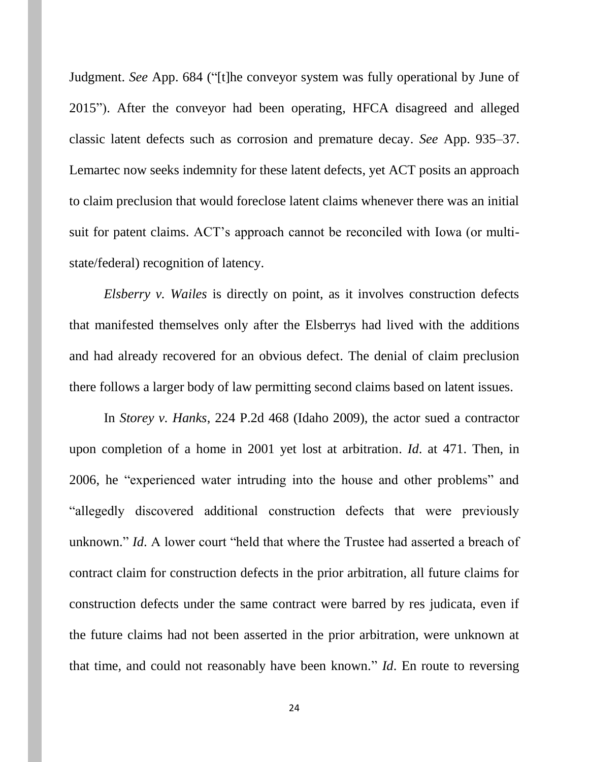Judgment. *See* App. 684 ("[t]he conveyor system was fully operational by June of 2015"). After the conveyor had been operating, HFCA disagreed and alleged classic latent defects such as corrosion and premature decay. *See* App. 935–37. Lemartec now seeks indemnity for these latent defects, yet ACT posits an approach to claim preclusion that would foreclose latent claims whenever there was an initial suit for patent claims. ACT's approach cannot be reconciled with Iowa (or multi-state/federal) recognition of latency.

*Elsberry v. Wailes* is directly on point, as it involves construction defects that manifested themselves only after the Elsberrys had lived with the additions and had already recovered for an obvious defect. The denial of claim preclusion there follows a larger body of law permitting second claims based on latent issues.

In *Storey v. Hanks*, 224 P.2d 468 (Idaho 2009), the actor sued a contractor upon completion of a home in 2001 yet lost at arbitration. *Id*. at 471. Then, in 2006, he "experienced water intruding into the house and other problems" and "allegedly discovered additional construction defects that were previously unknown." *Id*. A lower court "held that where the Trustee had asserted a breach of contract claim for construction defects in the prior arbitration, all future claims for construction defects under the same contract were barred by res judicata, even if the future claims had not been asserted in the prior arbitration, were unknown at that time, and could not reasonably have been known." *Id*. En route to reversing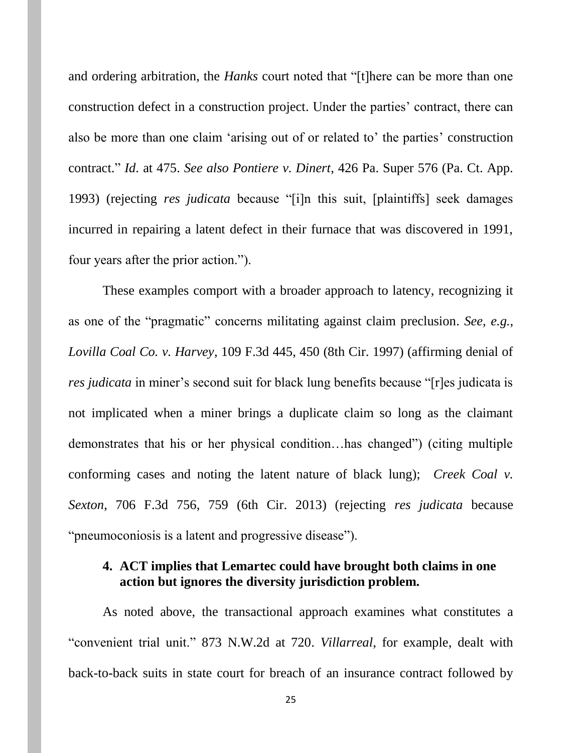and ordering arbitration, the *Hanks* court noted that "[t]here can be more than one construction defect in a construction project. Under the parties' contract, there can also be more than one claim 'arising out of or related to' the parties' construction contract." *Id.* at 475. *See also Pontiere v. Dinert*, 426 Pa. Super 576 (Pa. Ct. App. 1993) (rejecting *res judicata* because "[i]n this suit, [plaintiffs] seek damages incurred in repairing a latent defect in their furnace that was discovered in 1991, four years after the prior action.").

These examples comport with a broader approach to latency, recognizing it as one of the "pragmatic" concerns militating against claim preclusion. *See, e.g.*, *Lovilla Coal Co. v. Harvey*, 109 F.3d 445, 450 (8th Cir. 1997) (affirming denial of *res judicata* in miner's second suit for black lung benefits because "[r]es judicata is not implicated when a miner brings a duplicate claim so long as the claimant demonstrates that his or her physical condition…has changed") (citing multiple conforming cases and noting the latent nature of black lung); *Creek Coal v. Sexton*, 706 F.3d 756, 759 (6th Cir. 2013) (rejecting *res judicata* because "pneumoconiosis is a latent and progressive disease").

#### 4. ACT implies that Lemartec could have brought both claims in one action but ignores the diversity jurisdiction problem.

As noted above, the transactional approach examines what constitutes a "convenient trial unit." 873 N.W.2d at 720. *Villarreal*, for example, dealt with back-to-back suits in state court for breach of an insurance contract followed by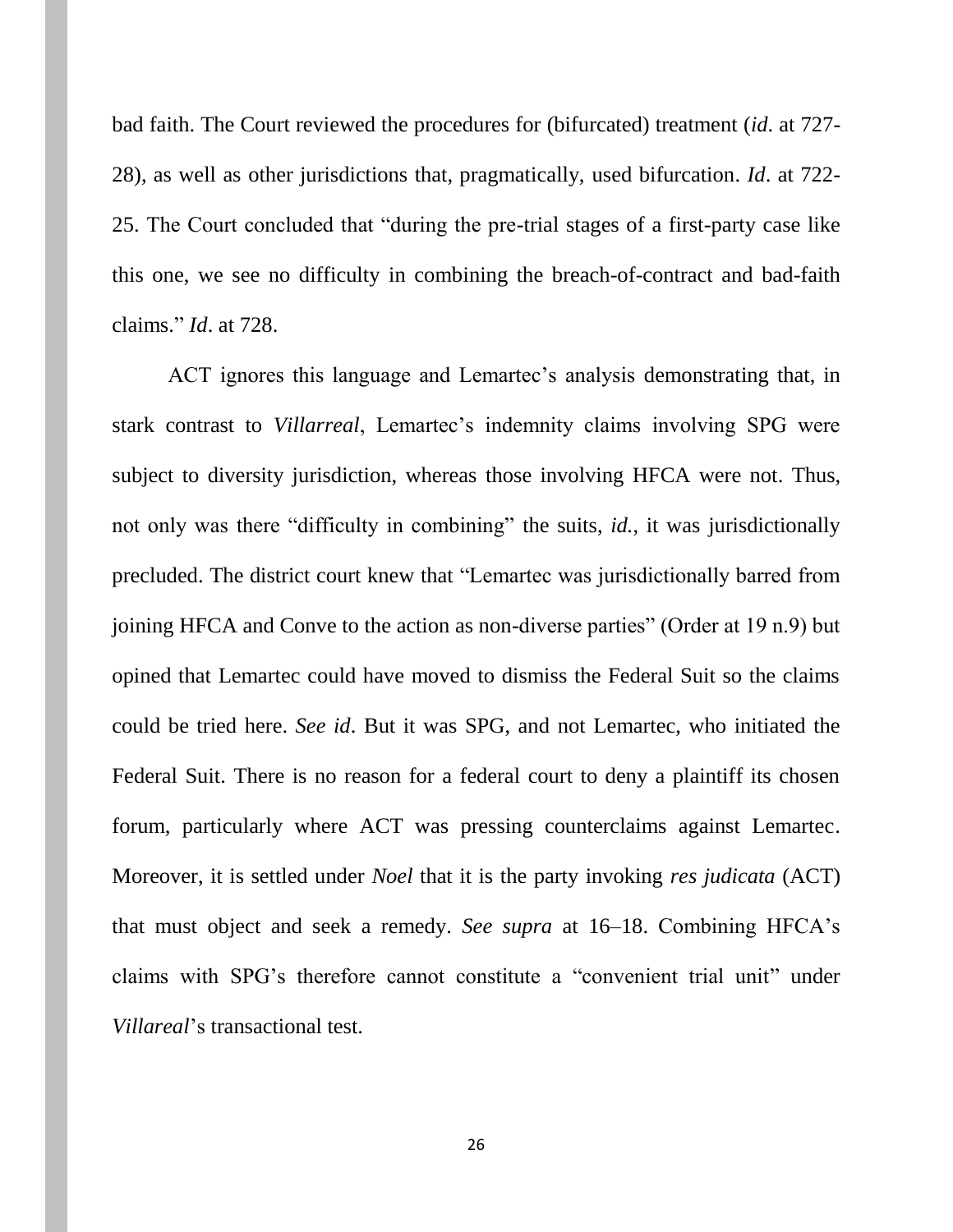bad faith. The Court reviewed the procedures for (bifurcated) treatment (*id*. at 727-28), as well as other jurisdictions that, pragmatically, used bifurcation. *Id*. at 722-25. The Court concluded that "during the pre-trial stages of a first-party case like this one, we see no difficulty in combining the breach-of-contract and bad-faith claims." *Id*. at 728.

ACT ignores this language and Lemartec's analysis demonstrating that, in stark contrast to *Villarreal*, Lemartec's indemnity claims involving SPG were subject to diversity jurisdiction, whereas those involving HFCA were not. Thus, not only was there "difficulty in combining" the suits, *id.*, it was jurisdictionally precluded. The district court knew that "Lemartec was jurisdictionally barred from joining HFCA and Conve to the action as non-diverse parties" (Order at 19 n.9) but opined that Lemartec could have moved to dismiss the Federal Suit so the claims could be tried here. *See id*. But it was SPG, and not Lemartec, who initiated the Federal Suit. There is no reason for a federal court to deny a plaintiff its chosen forum, particularly where ACT was pressing counterclaims against Lemartec. Moreover, it is settled under *Noel* that it is the party invoking *res judicata* (ACT) that must object and seek a remedy. *See supra* at 16–18. Combining HFCA's claims with SPG's therefore cannot constitute a "convenient trial unit" under *Villareal*'s transactional test.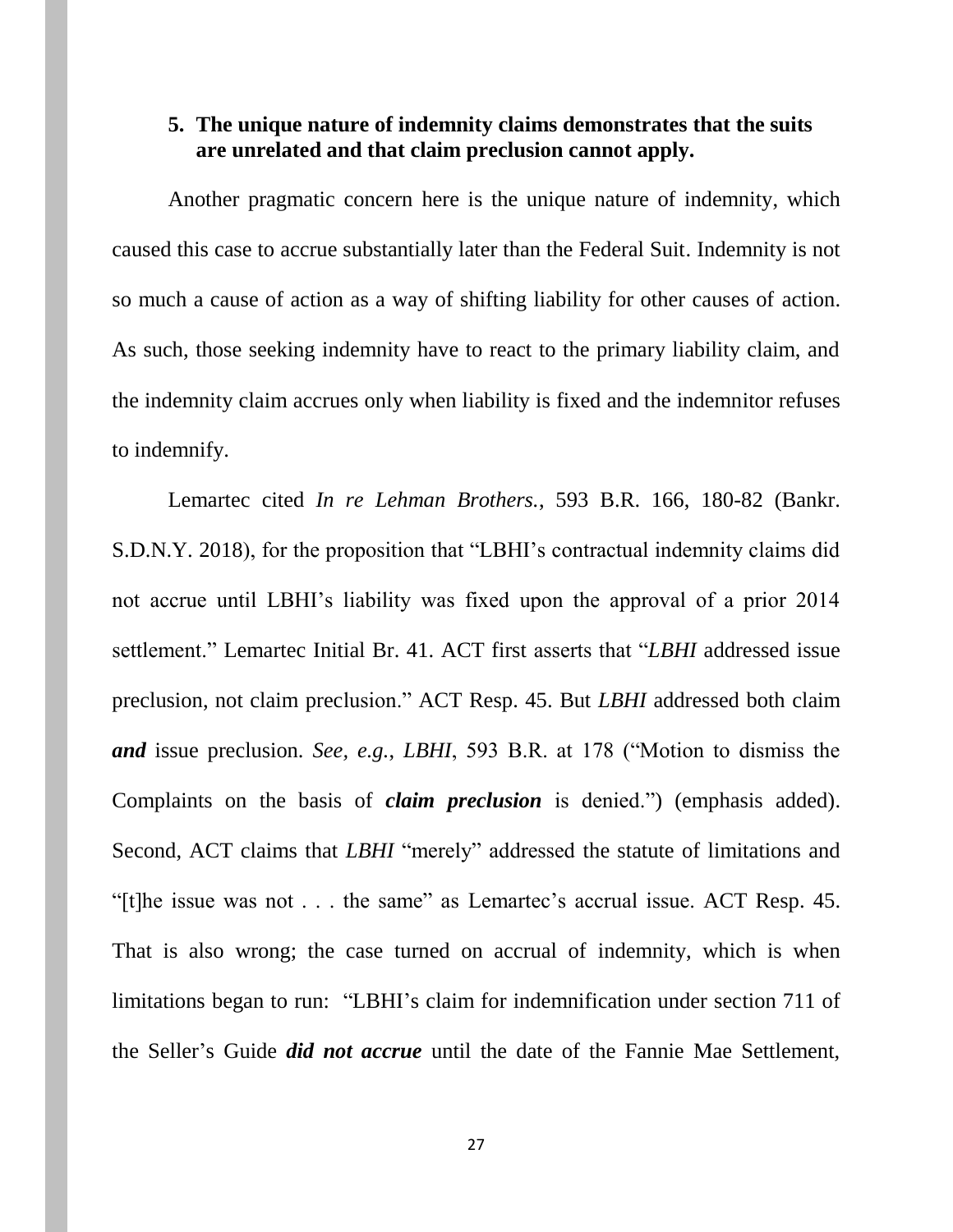### 5. The unique nature of indemnity claims demonstrates that the suits are unrelated and that claim preclusion cannot apply.

Another pragmatic concern here is the unique nature of indemnity, which caused this case to accrue substantially later than the Federal Suit. Indemnity is not so much a cause of action as a way of shifting liability for other causes of action. As such, those seeking indemnity have to react to the primary liability claim, and the indemnity claim accrues only when liability is fixed and the indemnitor refuses to indemnify.

Lemartec cited *In re Lehman Brothers.*, 593 B.R. 166, 180-82 (Bankr. S.D.N.Y. 2018), for the proposition that "LBHI's contractual indemnity claims did not accrue until LBHI's liability was fixed upon the approval of a prior 2014 settlement." Lemartec Initial Br. 41. ACT first asserts that "*LBHI* addressed issue preclusion, not claim preclusion." ACT Resp. 45. But *LBHI* addressed both claim ***and*** issue preclusion. *See, e.g.*, *LBHI*, 593 B.R. at 178 ("Motion to dismiss the Complaints on the basis of ***claim preclusion*** is denied.") (emphasis added). Second, ACT claims that *LBHI* "merely" addressed the statute of limitations and "[t]he issue was not . . . the same" as Lemartec's accrual issue. ACT Resp. 45. That is also wrong; the case turned on accrual of indemnity, which is when limitations began to run: "LBHI's claim for indemnification under section 711 of the Seller's Guide ***did not accrue*** until the date of the Fannie Mae Settlement,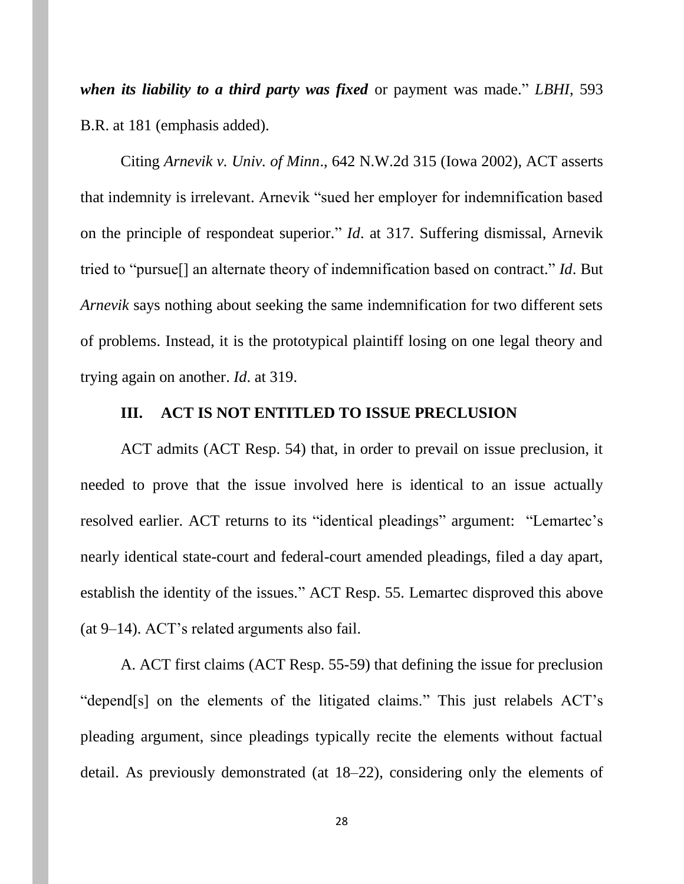***when its liability to a third party was fixed*** or payment was made." *LBHI*, 593 B.R. at 181 (emphasis added).

Citing *Arnevik v. Univ. of Minn*., 642 N.W.2d 315 (Iowa 2002), ACT asserts that indemnity is irrelevant. Arnevik "sued her employer for indemnification based on the principle of respondeat superior." *Id*. at 317. Suffering dismissal, Arnevik tried to "pursue[] an alternate theory of indemnification based on contract." *Id*. But *Arnevik* says nothing about seeking the same indemnification for two different sets of problems. Instead, it is the prototypical plaintiff losing on one legal theory and trying again on another. *Id*. at 319.

## III. ACT IS NOT ENTITLED TO ISSUE PRECLUSION

ACT admits (ACT Resp. 54) that, in order to prevail on issue preclusion, it needed to prove that the issue involved here is identical to an issue actually resolved earlier. ACT returns to its "identical pleadings" argument: "Lemartec's nearly identical state-court and federal-court amended pleadings, filed a day apart, establish the identity of the issues." ACT Resp. 55. Lemartec disproved this above (at 9–14). ACT's related arguments also fail.

A. ACT first claims (ACT Resp. 55-59) that defining the issue for preclusion "depend[s] on the elements of the litigated claims." This just relabels ACT's pleading argument, since pleadings typically recite the elements without factual detail. As previously demonstrated (at 18–22), considering only the elements of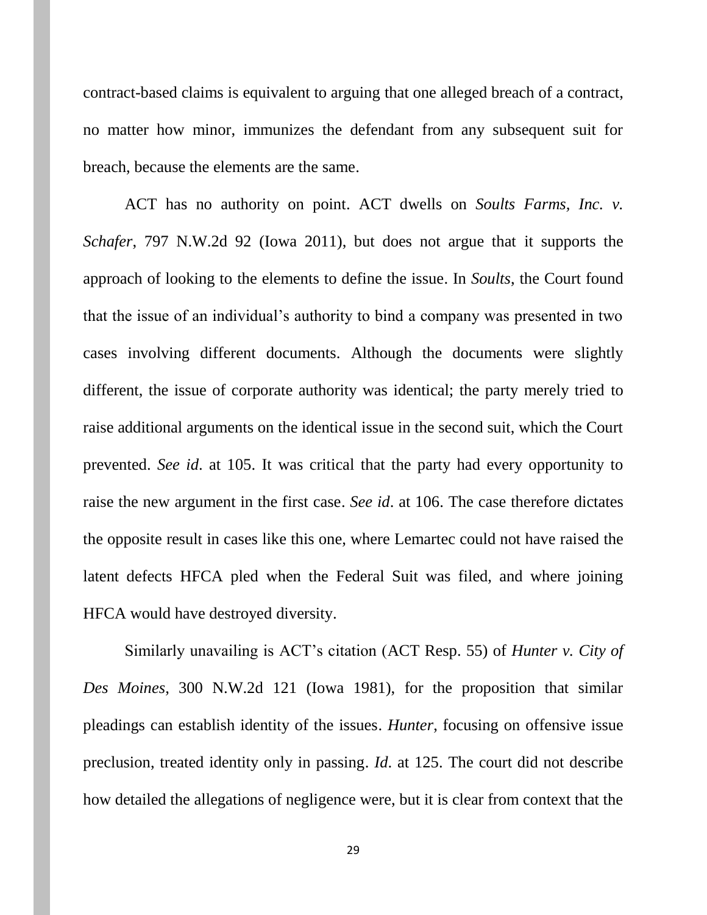contract-based claims is equivalent to arguing that one alleged breach of a contract, no matter how minor, immunizes the defendant from any subsequent suit for breach, because the elements are the same.

ACT has no authority on point. ACT dwells on *Soults Farms, Inc. v. Schafer*, 797 N.W.2d 92 (Iowa 2011), but does not argue that it supports the approach of looking to the elements to define the issue. In *Soults*, the Court found that the issue of an individual's authority to bind a company was presented in two cases involving different documents. Although the documents were slightly different, the issue of corporate authority was identical; the party merely tried to raise additional arguments on the identical issue in the second suit, which the Court prevented. *See id*. at 105. It was critical that the party had every opportunity to raise the new argument in the first case. *See id*. at 106. The case therefore dictates the opposite result in cases like this one, where Lemartec could not have raised the latent defects HFCA pled when the Federal Suit was filed, and where joining HFCA would have destroyed diversity.

Similarly unavailing is ACT's citation (ACT Resp. 55) of *Hunter v. City of Des Moines*, 300 N.W.2d 121 (Iowa 1981), for the proposition that similar pleadings can establish identity of the issues. *Hunter*, focusing on offensive issue preclusion, treated identity only in passing. *Id*. at 125. The court did not describe how detailed the allegations of negligence were, but it is clear from context that the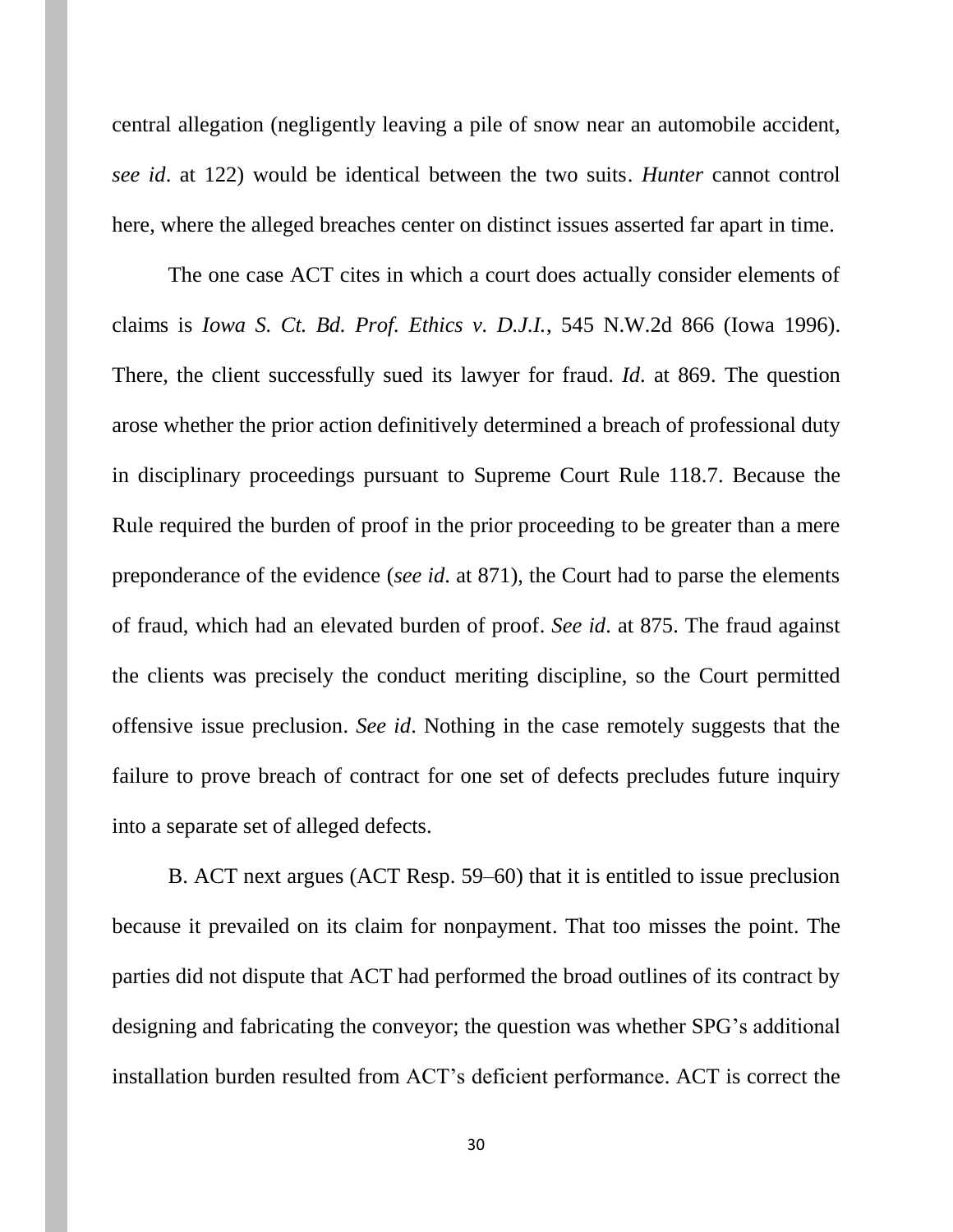central allegation (negligently leaving a pile of snow near an automobile accident, *see id*. at 122) would be identical between the two suits. *Hunter* cannot control here, where the alleged breaches center on distinct issues asserted far apart in time.

The one case ACT cites in which a court does actually consider elements of claims is *Iowa S. Ct. Bd. Prof. Ethics v. D.J.I.*, 545 N.W.2d 866 (Iowa 1996). There, the client successfully sued its lawyer for fraud. *Id*. at 869. The question arose whether the prior action definitively determined a breach of professional duty in disciplinary proceedings pursuant to Supreme Court Rule 118.7. Because the Rule required the burden of proof in the prior proceeding to be greater than a mere preponderance of the evidence (*see id*. at 871), the Court had to parse the elements of fraud, which had an elevated burden of proof. *See id*. at 875. The fraud against the clients was precisely the conduct meriting discipline, so the Court permitted offensive issue preclusion. *See id*. Nothing in the case remotely suggests that the failure to prove breach of contract for one set of defects precludes future inquiry into a separate set of alleged defects.

B. ACT next argues (ACT Resp. 59–60) that it is entitled to issue preclusion because it prevailed on its claim for nonpayment. That too misses the point. The parties did not dispute that ACT had performed the broad outlines of its contract by designing and fabricating the conveyor; the question was whether SPG's additional installation burden resulted from ACT's deficient performance. ACT is correct the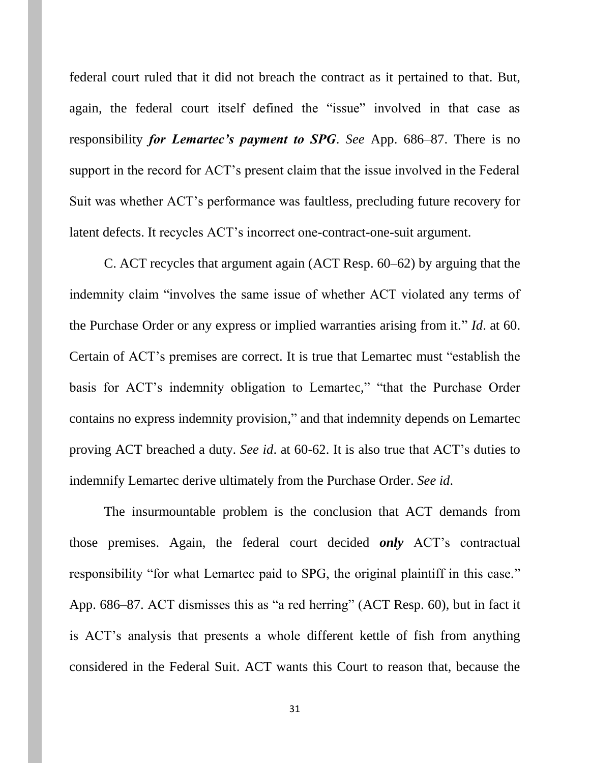federal court ruled that it did not breach the contract as it pertained to that. But, again, the federal court itself defined the "issue" involved in that case as responsibility ***for Lemartec's payment to SPG***. *See* App. 686–87. There is no support in the record for ACT's present claim that the issue involved in the Federal Suit was whether ACT's performance was faultless, precluding future recovery for latent defects. It recycles ACT's incorrect one-contract-one-suit argument.

C. ACT recycles that argument again (ACT Resp. 60–62) by arguing that the indemnity claim "involves the same issue of whether ACT violated any terms of the Purchase Order or any express or implied warranties arising from it." *Id*. at 60. Certain of ACT's premises are correct. It is true that Lemartec must "establish the basis for ACT's indemnity obligation to Lemartec," "that the Purchase Order contains no express indemnity provision," and that indemnity depends on Lemartec proving ACT breached a duty. *See id*. at 60-62. It is also true that ACT's duties to indemnify Lemartec derive ultimately from the Purchase Order. *See id*.

The insurmountable problem is the conclusion that ACT demands from those premises. Again, the federal court decided ***only*** ACT's contractual responsibility "for what Lemartec paid to SPG, the original plaintiff in this case." App. 686–87. ACT dismisses this as "a red herring" (ACT Resp. 60), but in fact it is ACT's analysis that presents a whole different kettle of fish from anything considered in the Federal Suit. ACT wants this Court to reason that, because the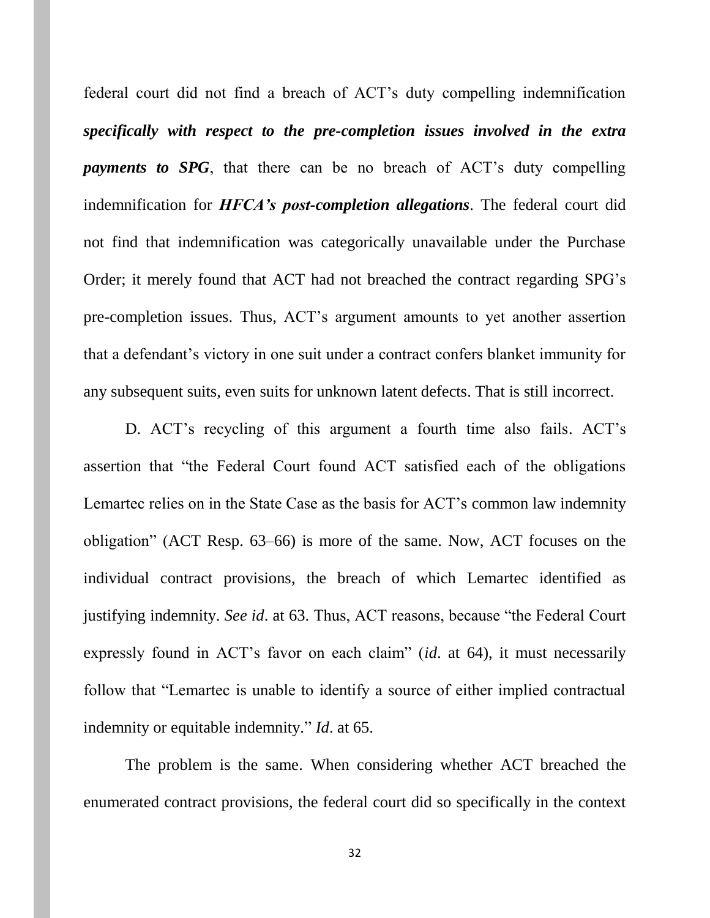federal court did not find a breach of ACT's duty compelling indemnification ***specifically with respect to the pre-completion issues involved in the extra payments to SPG***, that there can be no breach of ACT's duty compelling indemnification for ***HFCA's post-completion allegations***. The federal court did not find that indemnification was categorically unavailable under the Purchase Order; it merely found that ACT had not breached the contract regarding SPG's pre-completion issues. Thus, ACT's argument amounts to yet another assertion that a defendant's victory in one suit under a contract confers blanket immunity for any subsequent suits, even suits for unknown latent defects. That is still incorrect.

D. ACT's recycling of this argument a fourth time also fails. ACT's assertion that "the Federal Court found ACT satisfied each of the obligations Lemartec relies on in the State Case as the basis for ACT's common law indemnity obligation" (ACT Resp. 63–66) is more of the same. Now, ACT focuses on the individual contract provisions, the breach of which Lemartec identified as justifying indemnity. *See id*. at 63. Thus, ACT reasons, because "the Federal Court expressly found in ACT's favor on each claim" (*id*. at 64), it must necessarily follow that "Lemartec is unable to identify a source of either implied contractual indemnity or equitable indemnity." *Id*. at 65.

The problem is the same. When considering whether ACT breached the enumerated contract provisions, the federal court did so specifically in the context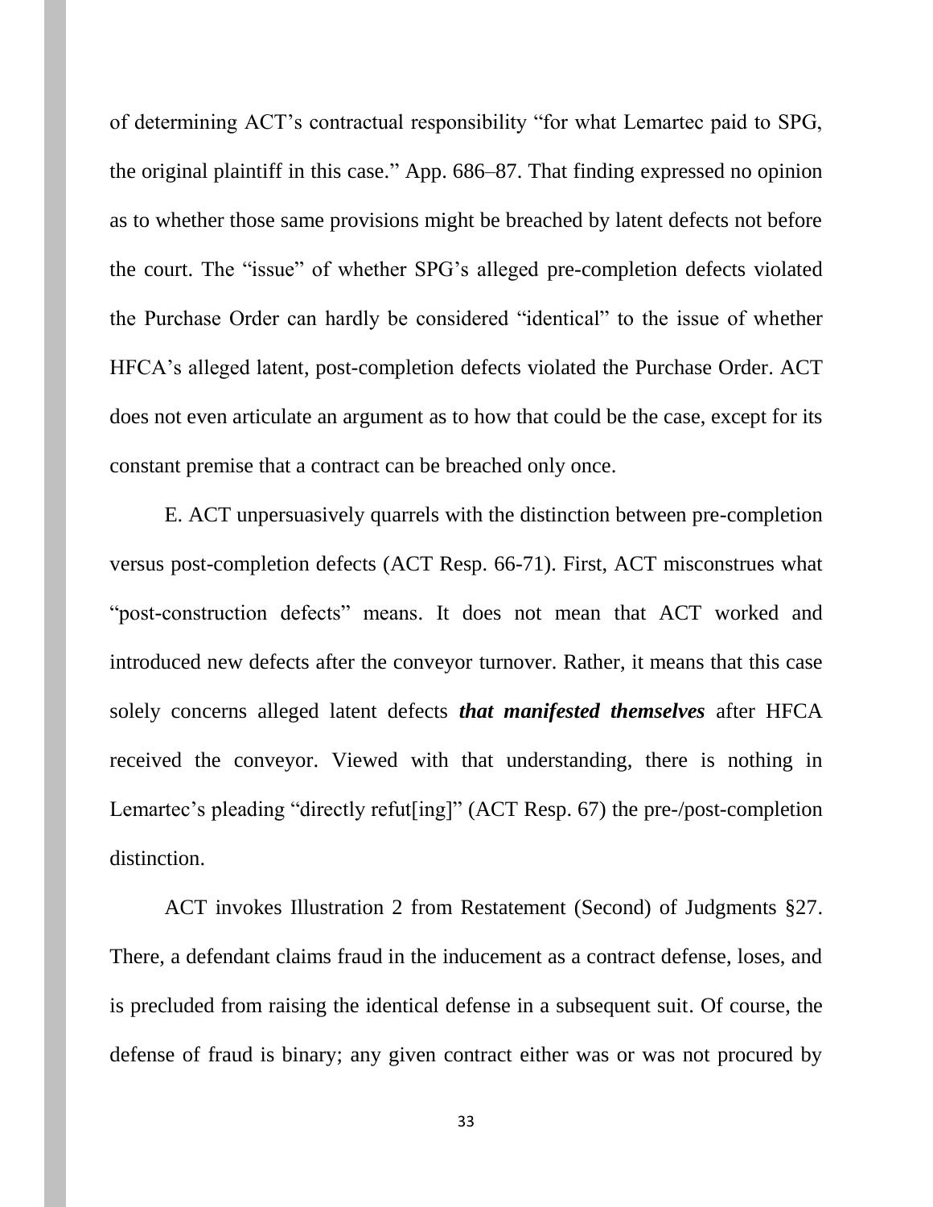of determining ACT's contractual responsibility "for what Lemartec paid to SPG, the original plaintiff in this case." App. 686–87. That finding expressed no opinion as to whether those same provisions might be breached by latent defects not before the court. The "issue" of whether SPG's alleged pre-completion defects violated the Purchase Order can hardly be considered "identical" to the issue of whether HFCA's alleged latent, post-completion defects violated the Purchase Order. ACT does not even articulate an argument as to how that could be the case, except for its constant premise that a contract can be breached only once.

E. ACT unpersuasively quarrels with the distinction between pre-completion versus post-completion defects (ACT Resp. 66-71). First, ACT misconstrues what "post-construction defects" means. It does not mean that ACT worked and introduced new defects after the conveyor turnover. Rather, it means that this case solely concerns alleged latent defects ***that manifested themselves*** after HFCA received the conveyor. Viewed with that understanding, there is nothing in Lemartec's pleading "directly refut[ing]" (ACT Resp. 67) the pre-/post-completion distinction.

ACT invokes Illustration 2 from Restatement (Second) of Judgments §27. There, a defendant claims fraud in the inducement as a contract defense, loses, and is precluded from raising the identical defense in a subsequent suit. Of course, the defense of fraud is binary; any given contract either was or was not procured by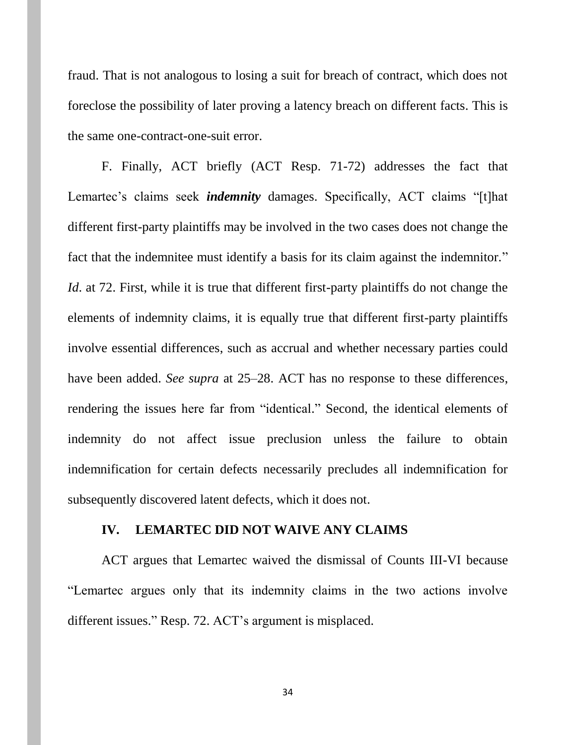fraud. That is not analogous to losing a suit for breach of contract, which does not foreclose the possibility of later proving a latency breach on different facts. This is the same one-contract-one-suit error.

F. Finally, ACT briefly (ACT Resp. 71-72) addresses the fact that Lemartec's claims seek ***indemnity*** damages. Specifically, ACT claims "[t]hat different first-party plaintiffs may be involved in the two cases does not change the fact that the indemnitee must identify a basis for its claim against the indemnitor." *Id*. at 72. First, while it is true that different first-party plaintiffs do not change the elements of indemnity claims, it is equally true that different first-party plaintiffs involve essential differences, such as accrual and whether necessary parties could have been added. *See supra* at 25–28. ACT has no response to these differences, rendering the issues here far from "identical." Second, the identical elements of indemnity do not affect issue preclusion unless the failure to obtain indemnification for certain defects necessarily precludes all indemnification for subsequently discovered latent defects, which it does not.

## IV. LEMARTEC DID NOT WAIVE ANY CLAIMS

ACT argues that Lemartec waived the dismissal of Counts III-VI because "Lemartec argues only that its indemnity claims in the two actions involve different issues." Resp. 72. ACT's argument is misplaced.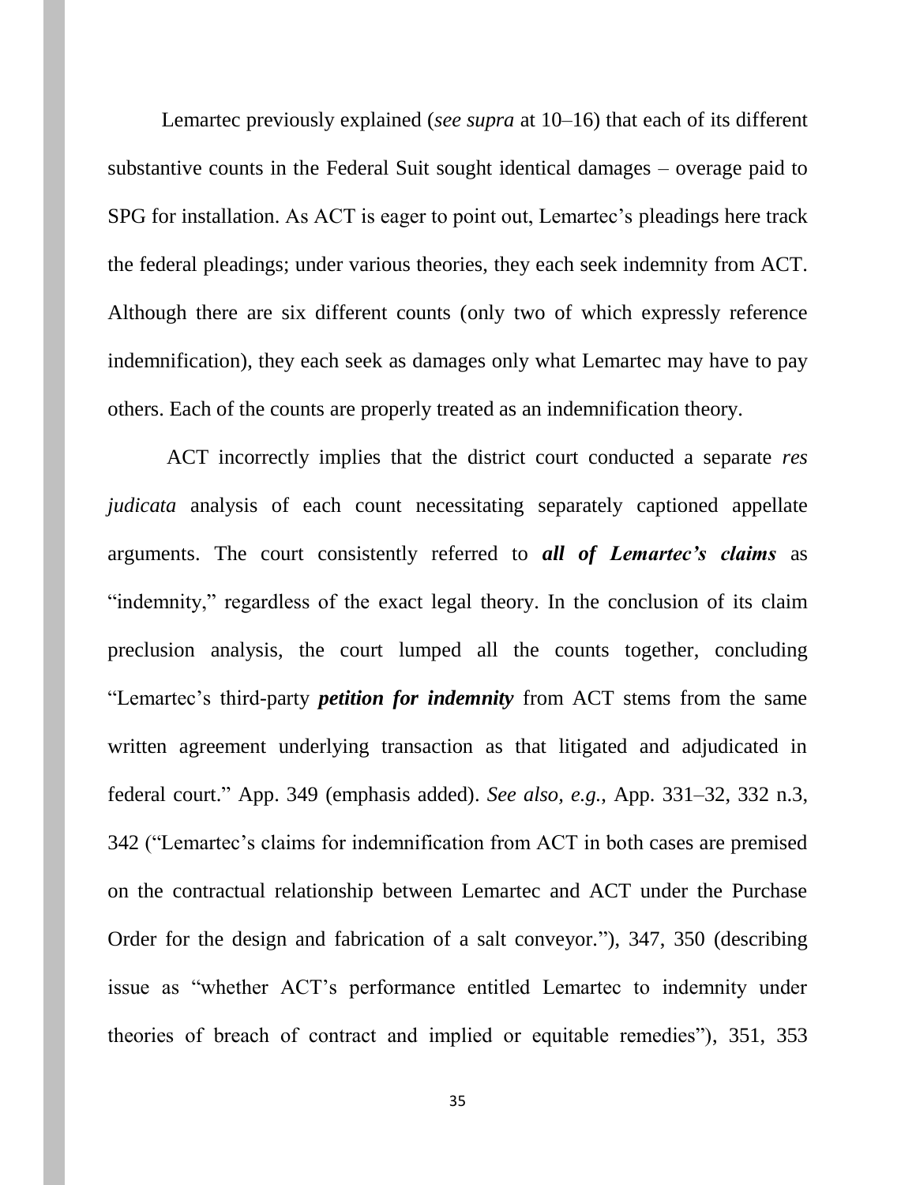Lemartec previously explained (*see supra* at 10–16) that each of its different substantive counts in the Federal Suit sought identical damages – overage paid to SPG for installation. As ACT is eager to point out, Lemartec's pleadings here track the federal pleadings; under various theories, they each seek indemnity from ACT. Although there are six different counts (only two of which expressly reference indemnification), they each seek as damages only what Lemartec may have to pay others. Each of the counts are properly treated as an indemnification theory.

ACT incorrectly implies that the district court conducted a separate *res judicata* analysis of each count necessitating separately captioned appellate arguments. The court consistently referred to ***all of Lemartec's claims*** as "indemnity," regardless of the exact legal theory. In the conclusion of its claim preclusion analysis, the court lumped all the counts together, concluding "Lemartec's third-party ***petition for indemnity*** from ACT stems from the same written agreement underlying transaction as that litigated and adjudicated in federal court." App. 349 (emphasis added). *See also, e.g.*, App. 331–32, 332 n.3, 342 ("Lemartec's claims for indemnification from ACT in both cases are premised on the contractual relationship between Lemartec and ACT under the Purchase Order for the design and fabrication of a salt conveyor."), 347, 350 (describing issue as "whether ACT's performance entitled Lemartec to indemnity under theories of breach of contract and implied or equitable remedies"), 351, 353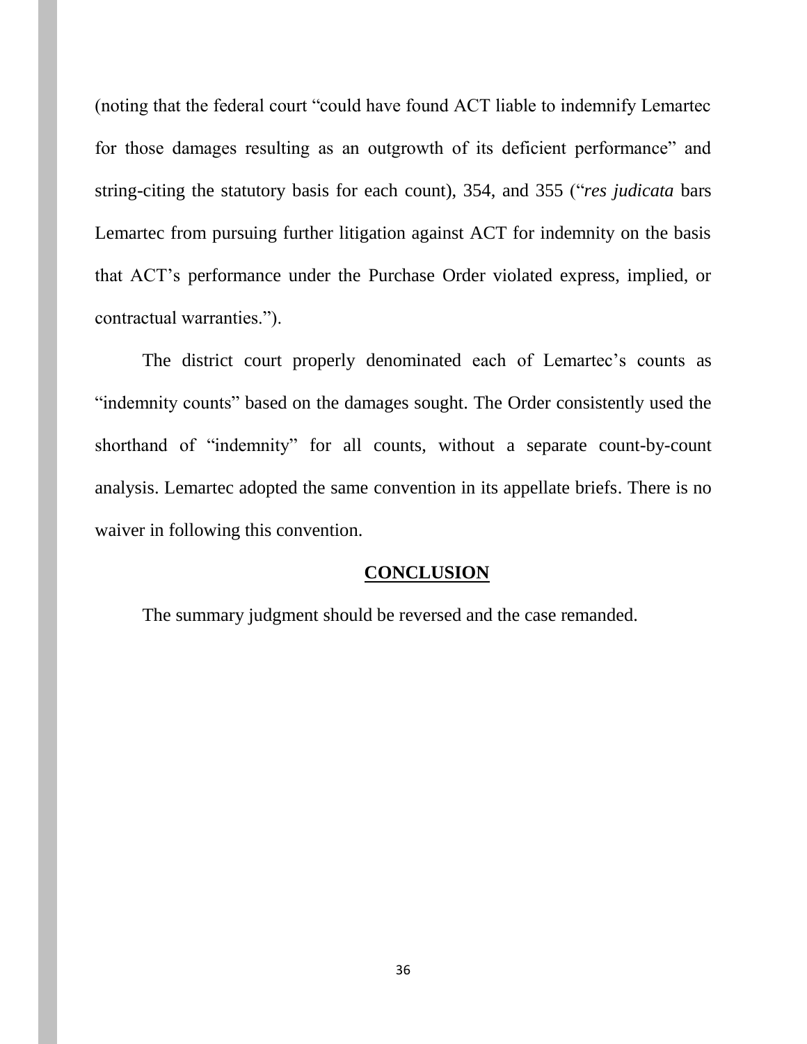(noting that the federal court "could have found ACT liable to indemnify Lemartec for those damages resulting as an outgrowth of its deficient performance" and string-citing the statutory basis for each count), 354, and 355 ("*res judicata* bars Lemartec from pursuing further litigation against ACT for indemnity on the basis that ACT's performance under the Purchase Order violated express, implied, or contractual warranties.").

The district court properly denominated each of Lemartec's counts as "indemnity counts" based on the damages sought. The Order consistently used the shorthand of "indemnity" for all counts, without a separate count-by-count analysis. Lemartec adopted the same convention in its appellate briefs. There is no waiver in following this convention.

## CONCLUSION

The summary judgment should be reversed and the case remanded.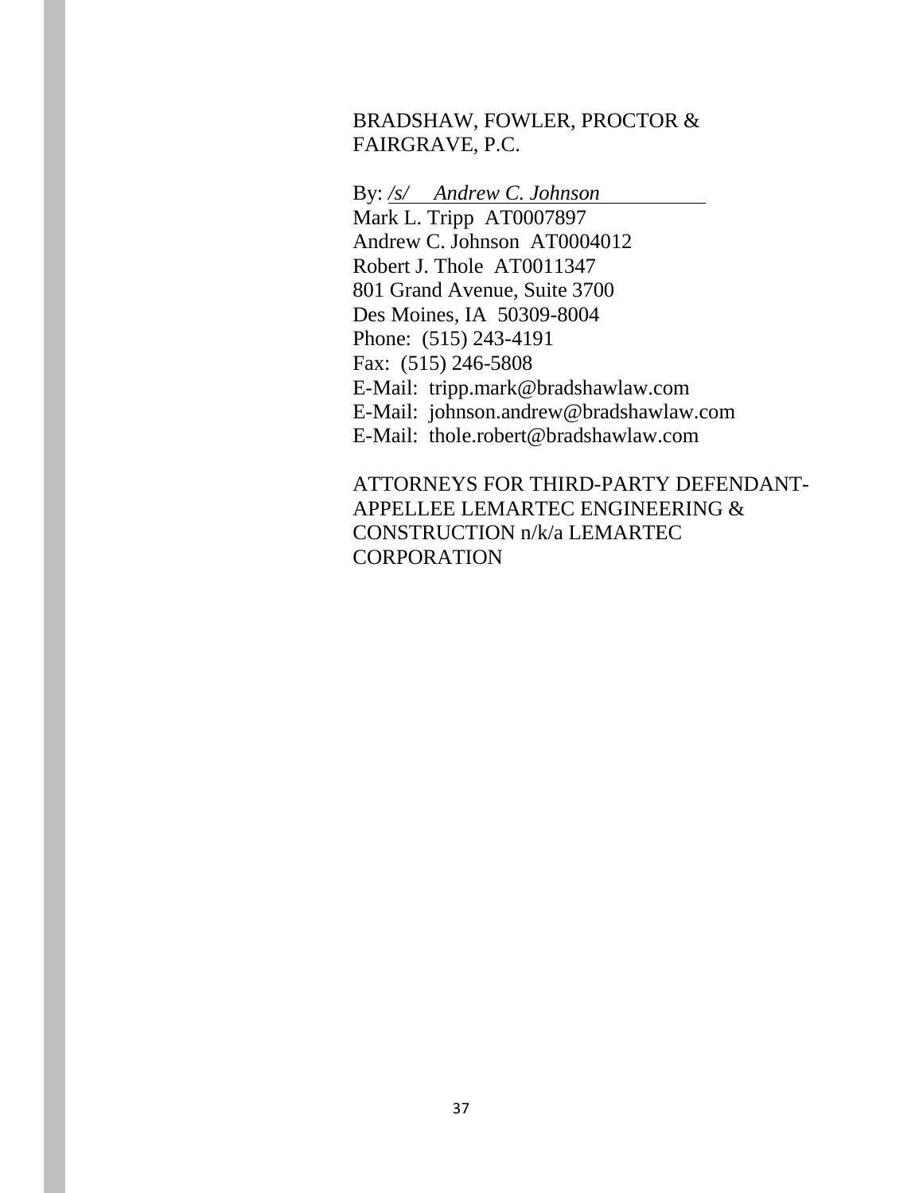BRADSHAW, FOWLER, PROCTOR &
FAIRGRAVE, P.C.

By: */s/ Andrew C. Johnson*
Mark L. Tripp AT0007897
Andrew C. Johnson AT0004012
Robert J. Thole AT0011347
801 Grand Avenue, Suite 3700
Des Moines, IA 50309-8004
Phone: (515) 243-4191
Fax: (515) 246-5808
E-Mail: tripp.mark@bradshawlaw.com
E-Mail: johnson.andrew@bradshawlaw.com
E-Mail: thole.robert@bradshawlaw.com

ATTORNEYS FOR THIRD-PARTY DEFENDANT-APPELLEE LEMARTEC ENGINEERING & CONSTRUCTION n/k/a LEMARTEC CORPORATION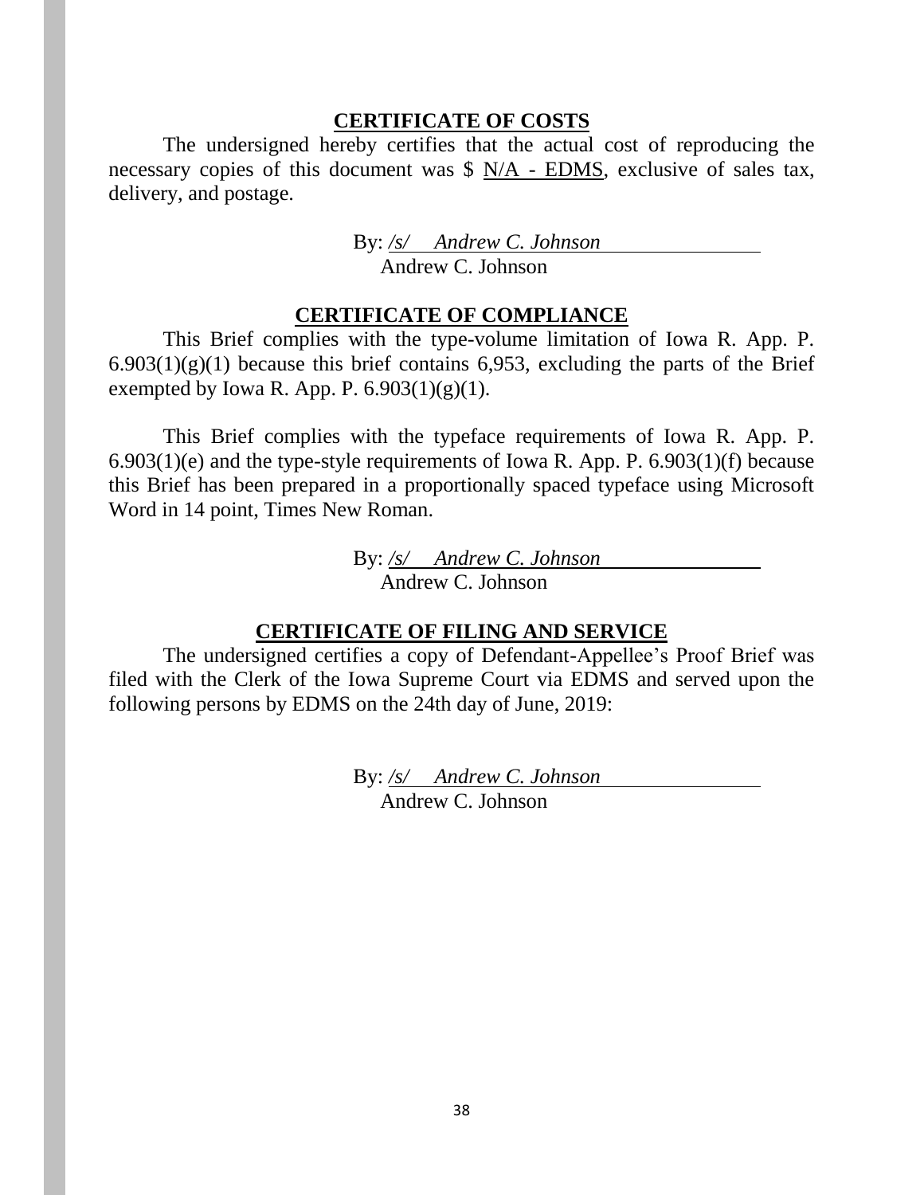## CERTIFICATE OF COSTS

The undersigned hereby certifies that the actual cost of reproducing the necessary copies of this document was $ N/A - EDMS, exclusive of sales tax, delivery, and postage.

By: */s/ Andrew C. Johnson*
Andrew C. Johnson

## CERTIFICATE OF COMPLIANCE

This Brief complies with the type-volume limitation of Iowa R. App. P. 6.903(1)(g)(1) because this brief contains 6,953, excluding the parts of the Brief exempted by Iowa R. App. P. 6.903(1)(g)(1).

This Brief complies with the typeface requirements of Iowa R. App. P. 6.903(1)(e) and the type-style requirements of Iowa R. App. P. 6.903(1)(f) because this Brief has been prepared in a proportionally spaced typeface using Microsoft Word in 14 point, Times New Roman.

By: */s/ Andrew C. Johnson*
Andrew C. Johnson

## CERTIFICATE OF FILING AND SERVICE

The undersigned certifies a copy of Defendant-Appellee's Proof Brief was filed with the Clerk of the Iowa Supreme Court via EDMS and served upon the following persons by EDMS on the 24th day of June, 2019:

By: */s/ Andrew C. Johnson*
Andrew C. Johnson